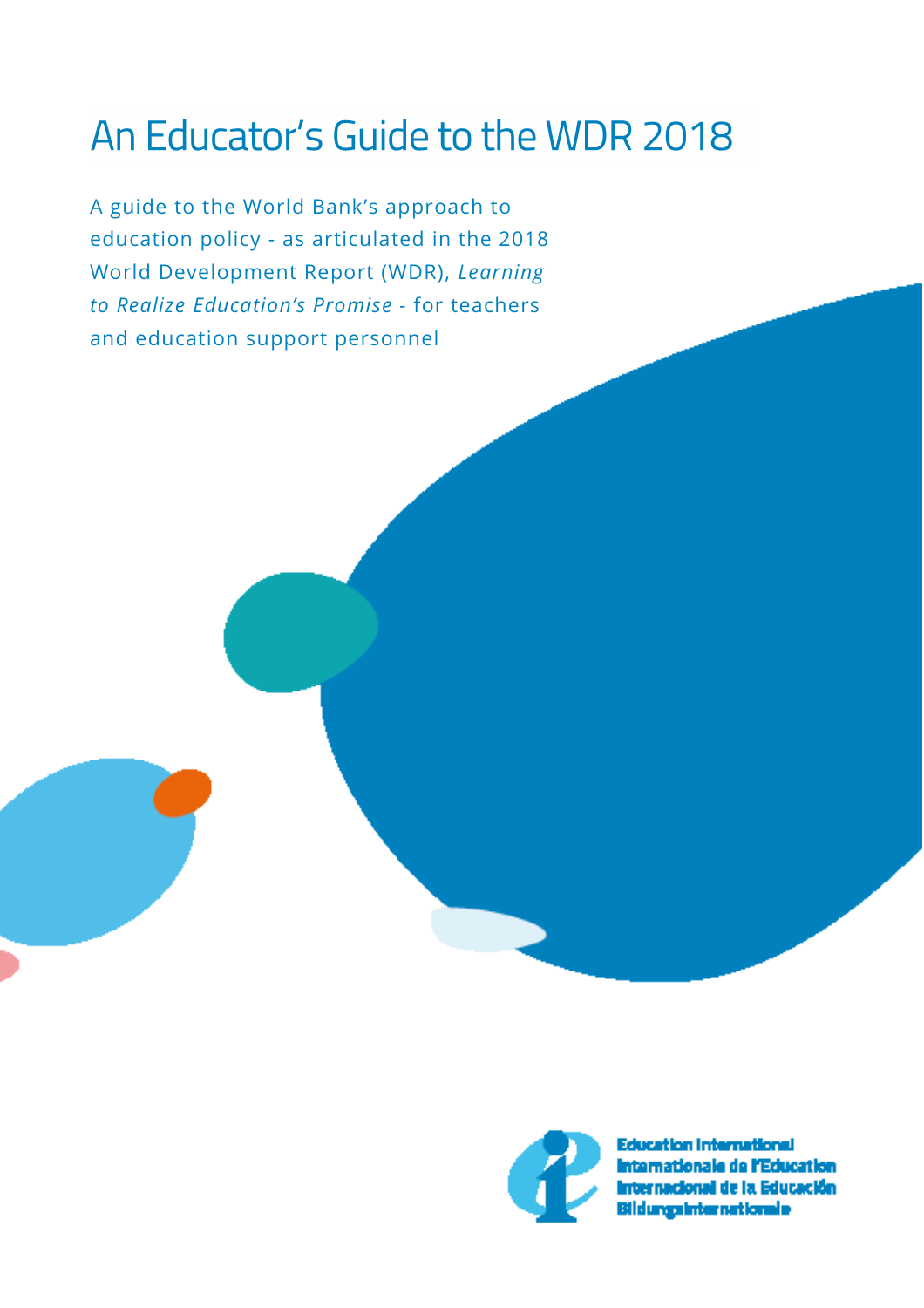# An Educator's Guide to the WDR 2018

A guide to the World Bank's approach to education policy - as articulated in the 2018 World Development Report (WDR), *Learning to Realize Education's Promise* - for teachers and education support personnel

Education International
Internationale de l'Education
Internacional de la Educación
Bildungsinternationale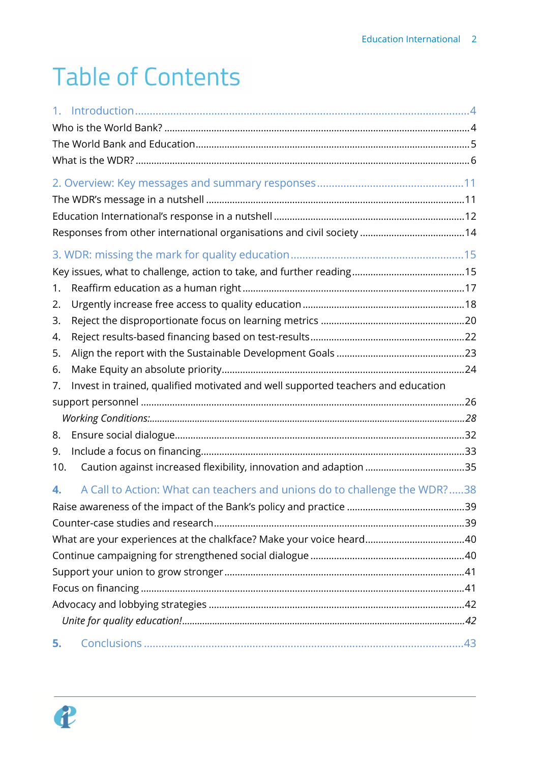# Table of Contents

1. Introduction ....................................................................................................4
Who is the World Bank? ...........................................................................................4
The World Bank and Education.................................................................................5
What is the WDR? ......................................................................................................6

2. Overview: Key messages and summary responses .............................................11
The WDR's message in a nutshell ...........................................................................11
Education International's response in a nutshell ..................................................12
Responses from other international organisations and civil society .....................14

3. WDR: missing the mark for quality education ....................................................15
Key issues, what to challenge, action to take, and further reading.........................15
1. Reaffirm education as a human right ..................................................................17
2. Urgently increase free access to quality education .............................................18
3. Reject the disproportionate focus on learning metrics ......................................20
4. Reject results-based financing based on test-results...........................................22
5. Align the report with the Sustainable Development Goals .................................23
6. Make Equity an absolute priority.........................................................................24
7. Invest in trained, qualified motivated and well supported teachers and education support personnel ...............................................................................................26
*Working Conditions:*..................................................................................................*28*
8. Ensure social dialogue...........................................................................................32
9. Include a focus on financing...................................................................................33
10. Caution against increased flexibility, innovation and adaption .........................35

**4.** A Call to Action: What can teachers and unions do to challenge the WDR? .....38
Raise awareness of the impact of the Bank's policy and practice ...........................39
Counter-case studies and research...........................................................................39
What are your experiences at the chalkface? Make your voice heard.....................40
Continue campaigning for strengthened social dialogue ........................................40
Support your union to grow stronger ......................................................................41
Focus on financing ....................................................................................................41
Advocacy and lobbying strategies ............................................................................42
*Unite for quality education!*.......................................................................................*42*

**5.** Conclusions .......................................................................................................43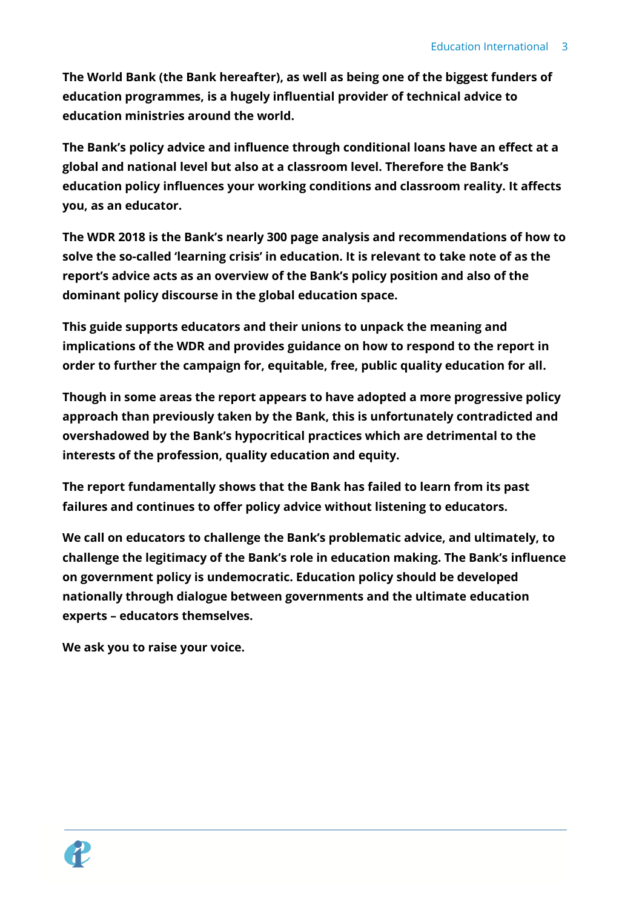**The World Bank (the Bank hereafter), as well as being one of the biggest funders of education programmes, is a hugely influential provider of technical advice to education ministries around the world.**

**The Bank's policy advice and influence through conditional loans have an effect at a global and national level but also at a classroom level. Therefore the Bank's education policy influences your working conditions and classroom reality. It affects you, as an educator.**

**The WDR 2018 is the Bank's nearly 300 page analysis and recommendations of how to solve the so-called 'learning crisis' in education. It is relevant to take note of as the report's advice acts as an overview of the Bank's policy position and also of the dominant policy discourse in the global education space.**

**This guide supports educators and their unions to unpack the meaning and implications of the WDR and provides guidance on how to respond to the report in order to further the campaign for, equitable, free, public quality education for all.**

**Though in some areas the report appears to have adopted a more progressive policy approach than previously taken by the Bank, this is unfortunately contradicted and overshadowed by the Bank's hypocritical practices which are detrimental to the interests of the profession, quality education and equity.**

**The report fundamentally shows that the Bank has failed to learn from its past failures and continues to offer policy advice without listening to educators.**

**We call on educators to challenge the Bank's problematic advice, and ultimately, to challenge the legitimacy of the Bank's role in education making. The Bank's influence on government policy is undemocratic. Education policy should be developed nationally through dialogue between governments and the ultimate education experts – educators themselves.**

**We ask you to raise your voice.**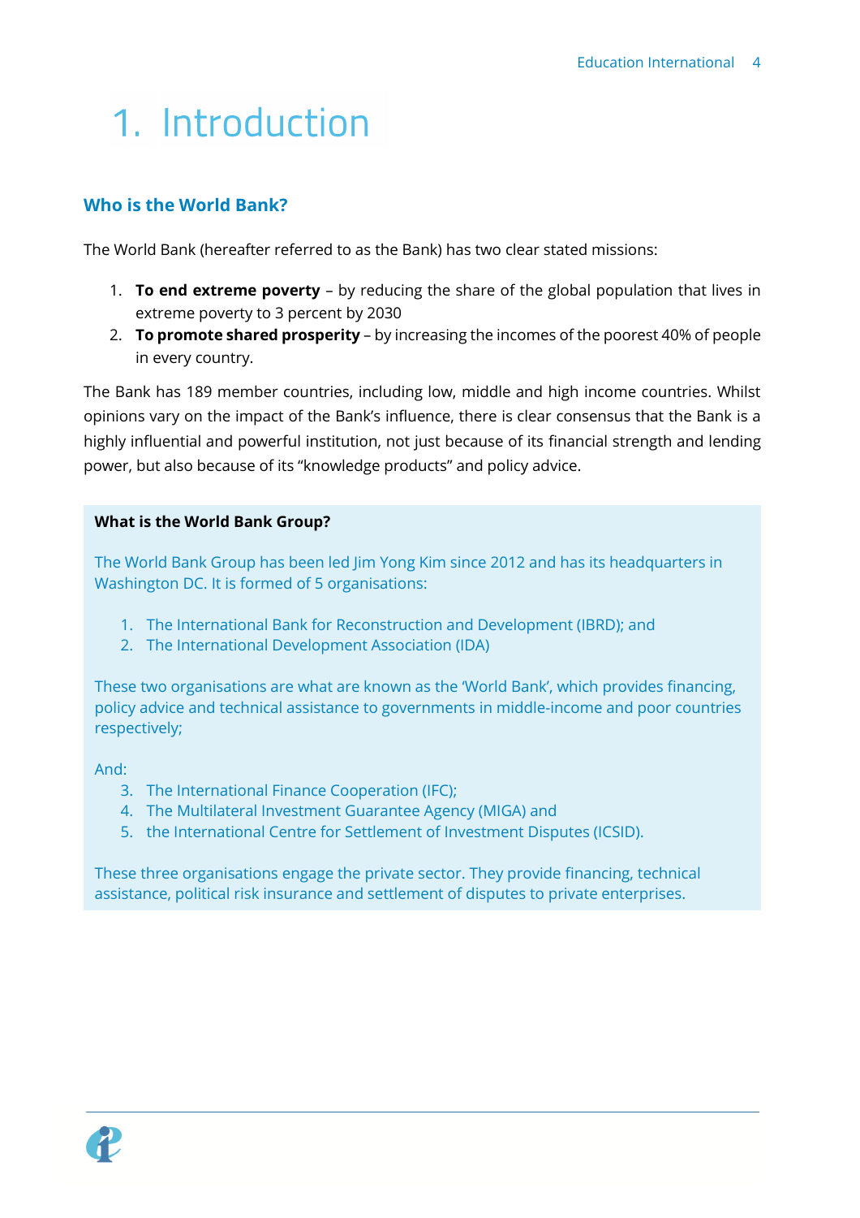# 1. Introduction

## Who is the World Bank?

The World Bank (hereafter referred to as the Bank) has two clear stated missions:

1. **To end extreme poverty** – by reducing the share of the global population that lives in extreme poverty to 3 percent by 2030
2. **To promote shared prosperity** – by increasing the incomes of the poorest 40% of people in every country.

The Bank has 189 member countries, including low, middle and high income countries. Whilst opinions vary on the impact of the Bank's influence, there is clear consensus that the Bank is a highly influential and powerful institution, not just because of its financial strength and lending power, but also because of its "knowledge products" and policy advice.

**What is the World Bank Group?**

The World Bank Group has been led Jim Yong Kim since 2012 and has its headquarters in Washington DC. It is formed of 5 organisations:

1. The International Bank for Reconstruction and Development (IBRD); and
2. The International Development Association (IDA)

These two organisations are what are known as the 'World Bank', which provides financing, policy advice and technical assistance to governments in middle-income and poor countries respectively;

And:

3. The International Finance Cooperation (IFC);
4. The Multilateral Investment Guarantee Agency (MIGA) and
5. the International Centre for Settlement of Investment Disputes (ICSID).

These three organisations engage the private sector. They provide financing, technical assistance, political risk insurance and settlement of disputes to private enterprises.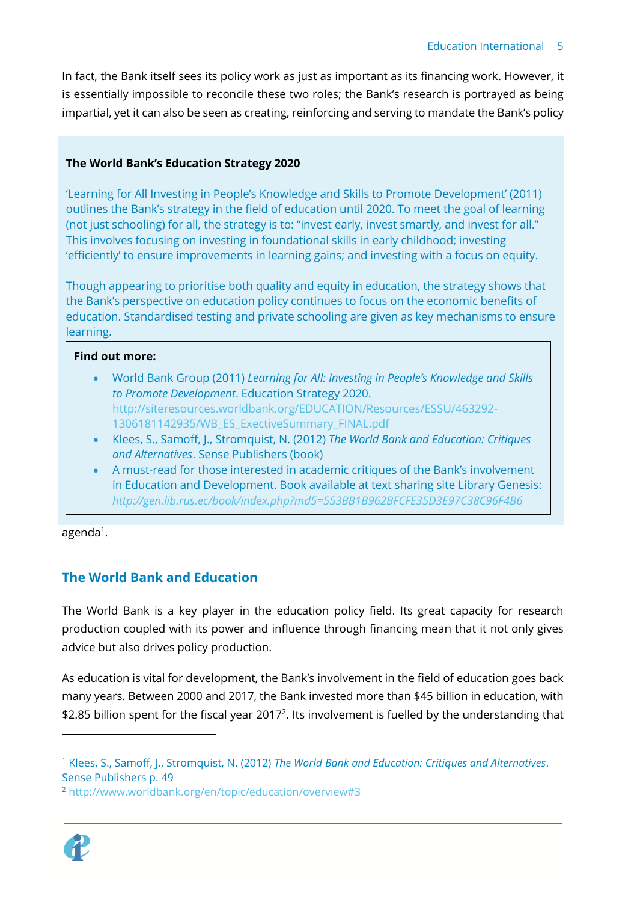In fact, the Bank itself sees its policy work as just as important as its financing work. However, it is essentially impossible to reconcile these two roles; the Bank's research is portrayed as being impartial, yet it can also be seen as creating, reinforcing and serving to mandate the Bank's policy agenda[1].

> **The World Bank's Education Strategy 2020**
>
> 'Learning for All Investing in People's Knowledge and Skills to Promote Development' (2011) outlines the Bank's strategy in the field of education until 2020. To meet the goal of learning (not just schooling) for all, the strategy is to: "invest early, invest smartly, and invest for all." This involves focusing on investing in foundational skills in early childhood; investing 'efficiently' to ensure improvements in learning gains; and investing with a focus on equity.
>
> Though appearing to prioritise both quality and equity in education, the strategy shows that the Bank's perspective on education policy continues to focus on the economic benefits of education. Standardised testing and private schooling are given as key mechanisms to ensure learning.
>
> **Find out more:**
>
> - World Bank Group (2011) *Learning for All: Investing in People's Knowledge and Skills to Promote Development*. Education Strategy 2020. http://siteresources.worldbank.org/EDUCATION/Resources/ESSU/463292-1306181142935/WB_ES_ExectiveSummary_FINAL.pdf
> - Klees, S., Samoff, J., Stromquist, N. (2012) *The World Bank and Education: Critiques and Alternatives*. Sense Publishers (book)
> - A must-read for those interested in academic critiques of the Bank's involvement in Education and Development. Book available at text sharing site Library Genesis: *http://gen.lib.rus.ec/book/index.php?md5=553BB1B962BFCFE35D3E97C38C96F4B6*

## The World Bank and Education

The World Bank is a key player in the education policy field. Its great capacity for research production coupled with its power and influence through financing mean that it not only gives advice but also drives policy production.

As education is vital for development, the Bank's involvement in the field of education goes back many years. Between 2000 and 2017, the Bank invested more than $45 billion in education, with $2.85 billion spent for the fiscal year 2017[2]. Its involvement is fuelled by the understanding that

---

[1] Klees, S., Samoff, J., Stromquist, N. (2012) *The World Bank and Education: Critiques and Alternatives*. Sense Publishers p. 49

[2] http://www.worldbank.org/en/topic/education/overview#3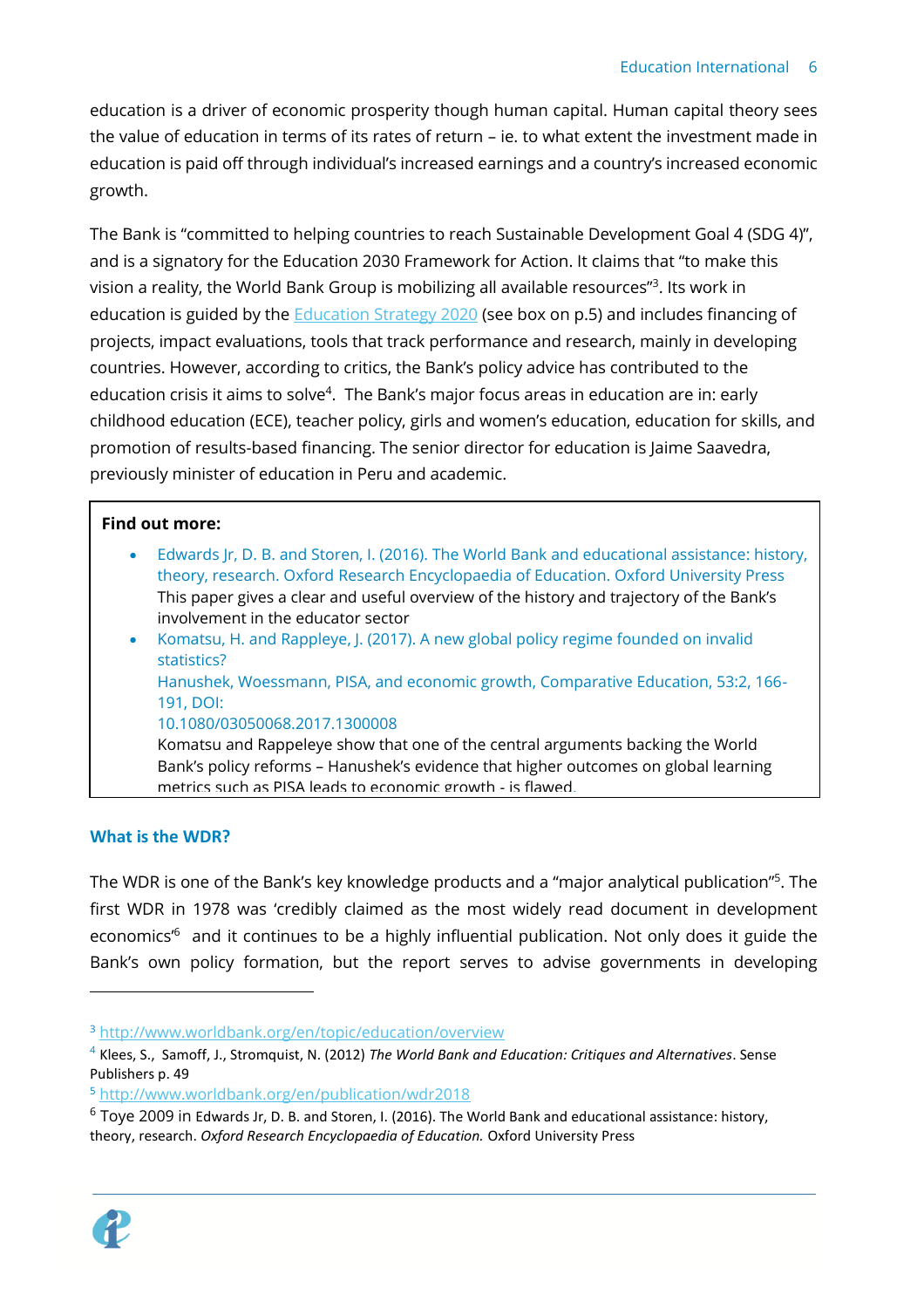education is a driver of economic prosperity though human capital. Human capital theory sees the value of education in terms of its rates of return – ie. to what extent the investment made in education is paid off through individual's increased earnings and a country's increased economic growth.

The Bank is "committed to helping countries to reach Sustainable Development Goal 4 (SDG 4)", and is a signatory for the Education 2030 Framework for Action. It claims that "to make this vision a reality, the World Bank Group is mobilizing all available resources"[3]. Its work in education is guided by the Education Strategy 2020 (see box on p.5) and includes financing of projects, impact evaluations, tools that track performance and research, mainly in developing countries. However, according to critics, the Bank's policy advice has contributed to the education crisis it aims to solve[4]. The Bank's major focus areas in education are in: early childhood education (ECE), teacher policy, girls and women's education, education for skills, and promotion of results-based financing. The senior director for education is Jaime Saavedra, previously minister of education in Peru and academic.

> **Find out more:**
>
> - Edwards Jr, D. B. and Storen, I. (2016). The World Bank and educational assistance: history, theory, research. Oxford Research Encyclopaedia of Education. Oxford University Press
>   This paper gives a clear and useful overview of the history and trajectory of the Bank's involvement in the educator sector
> - Komatsu, H. and Rappleye, J. (2017). A new global policy regime founded on invalid statistics?
>   Hanushek, Woessmann, PISA, and economic growth, Comparative Education, 53:2, 166-191, DOI:
>   10.1080/03050068.2017.1300008
>   Komatsu and Rappeleye show that one of the central arguments backing the World Bank's policy reforms – Hanushek's evidence that higher outcomes on global learning metrics such as PISA leads to economic growth - is flawed.

### What is the WDR?

The WDR is one of the Bank's key knowledge products and a "major analytical publication"[5]. The first WDR in 1978 was 'credibly claimed as the most widely read document in development economics'[6] and it continues to be a highly influential publication. Not only does it guide the Bank's own policy formation, but the report serves to advise governments in developing

---

[3] http://www.worldbank.org/en/topic/education/overview

[4] Klees, S., Samoff, J., Stromquist, N. (2012) *The World Bank and Education: Critiques and Alternatives*. Sense Publishers p. 49

[5] http://www.worldbank.org/en/publication/wdr2018

[6] Toye 2009 in Edwards Jr, D. B. and Storen, I. (2016). The World Bank and educational assistance: history, theory, research. *Oxford Research Encyclopaedia of Education.* Oxford University Press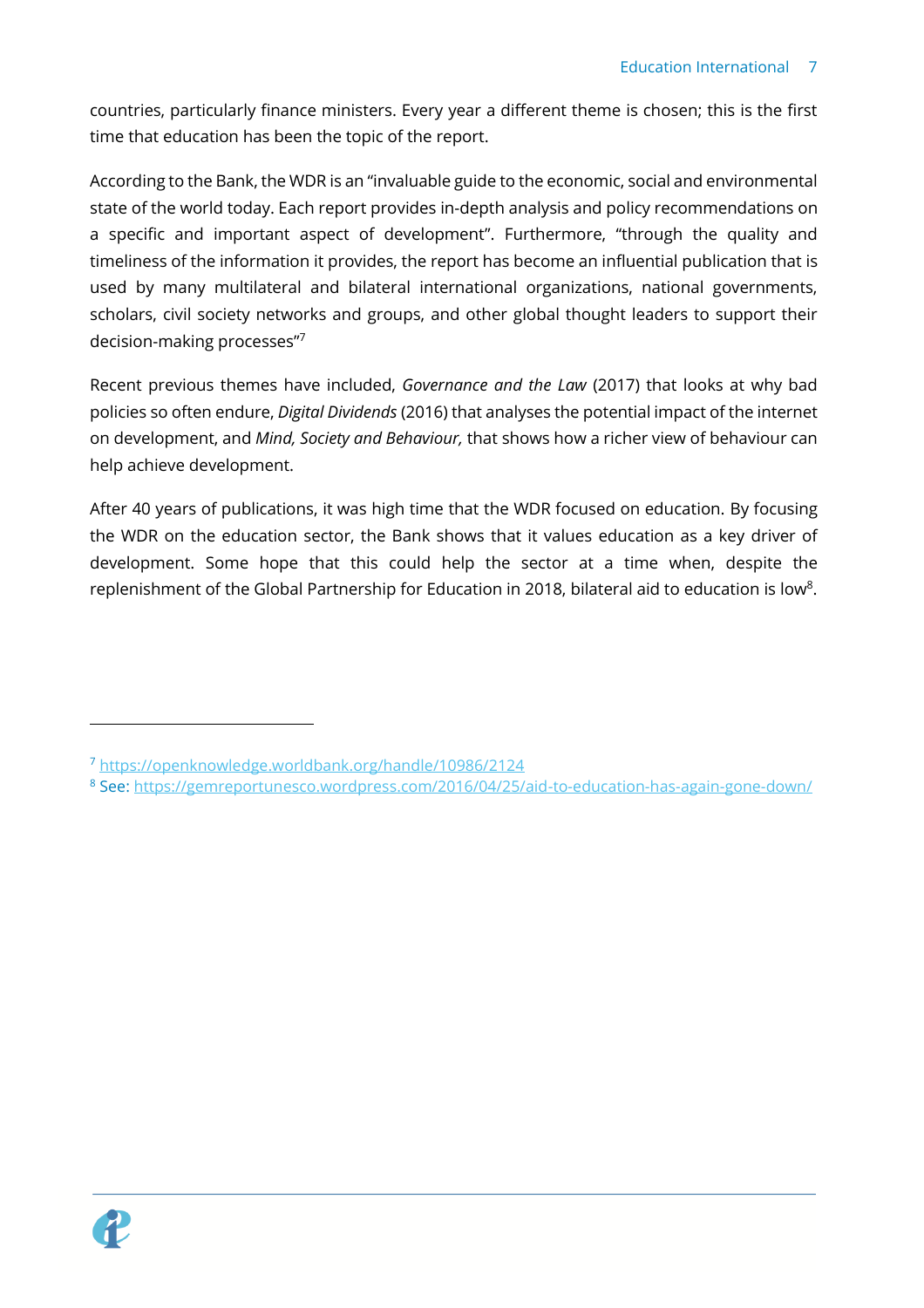countries, particularly finance ministers. Every year a different theme is chosen; this is the first time that education has been the topic of the report.

According to the Bank, the WDR is an "invaluable guide to the economic, social and environmental state of the world today. Each report provides in-depth analysis and policy recommendations on a specific and important aspect of development". Furthermore, "through the quality and timeliness of the information it provides, the report has become an influential publication that is used by many multilateral and bilateral international organizations, national governments, scholars, civil society networks and groups, and other global thought leaders to support their decision-making processes"[7]

Recent previous themes have included, *Governance and the Law* (2017) that looks at why bad policies so often endure, *Digital Dividends* (2016) that analyses the potential impact of the internet on development, and *Mind, Society and Behaviour,* that shows how a richer view of behaviour can help achieve development.

After 40 years of publications, it was high time that the WDR focused on education. By focusing the WDR on the education sector, the Bank shows that it values education as a key driver of development. Some hope that this could help the sector at a time when, despite the replenishment of the Global Partnership for Education in 2018, bilateral aid to education is low[8].

---

[7] https://openknowledge.worldbank.org/handle/10986/2124

[8] See: https://gemreportunesco.wordpress.com/2016/04/25/aid-to-education-has-again-gone-down/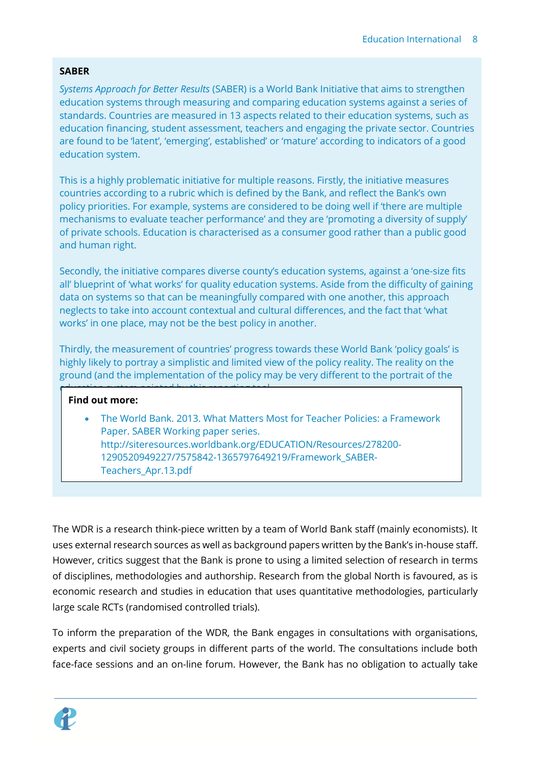**SABER**

*Systems Approach for Better Results* (SABER) is a World Bank Initiative that aims to strengthen education systems through measuring and comparing education systems against a series of standards. Countries are measured in 13 aspects related to their education systems, such as education financing, student assessment, teachers and engaging the private sector. Countries are found to be 'latent', 'emerging', established' or 'mature' according to indicators of a good education system.

This is a highly problematic initiative for multiple reasons. Firstly, the initiative measures countries according to a rubric which is defined by the Bank, and reflect the Bank's own policy priorities. For example, systems are considered to be doing well if 'there are multiple mechanisms to evaluate teacher performance' and they are 'promoting a diversity of supply' of private schools. Education is characterised as a consumer good rather than a public good and human right.

Secondly, the initiative compares diverse county's education systems, against a 'one-size fits all' blueprint of 'what works' for quality education systems. Aside from the difficulty of gaining data on systems so that can be meaningfully compared with one another, this approach neglects to take into account contextual and cultural differences, and the fact that 'what works' in one place, may not be the best policy in another.

Thirdly, the measurement of countries' progress towards these World Bank 'policy goals' is highly likely to portray a simplistic and limited view of the policy reality. The reality on the ground (and the implementation of the policy may be very different to the portrait of the education system painted by this reporting tool.

**Find out more:**

- The World Bank. 2013. What Matters Most for Teacher Policies: a Framework Paper. SABER Working paper series. http://siteresources.worldbank.org/EDUCATION/Resources/278200-1290520949227/7575842-1365797649219/Framework_SABER-Teachers_Apr.13.pdf

The WDR is a research think-piece written by a team of World Bank staff (mainly economists). It uses external research sources as well as background papers written by the Bank's in-house staff. However, critics suggest that the Bank is prone to using a limited selection of research in terms of disciplines, methodologies and authorship. Research from the global North is favoured, as is economic research and studies in education that uses quantitative methodologies, particularly large scale RCTs (randomised controlled trials).

To inform the preparation of the WDR, the Bank engages in consultations with organisations, experts and civil society groups in different parts of the world. The consultations include both face-face sessions and an on-line forum. However, the Bank has no obligation to actually take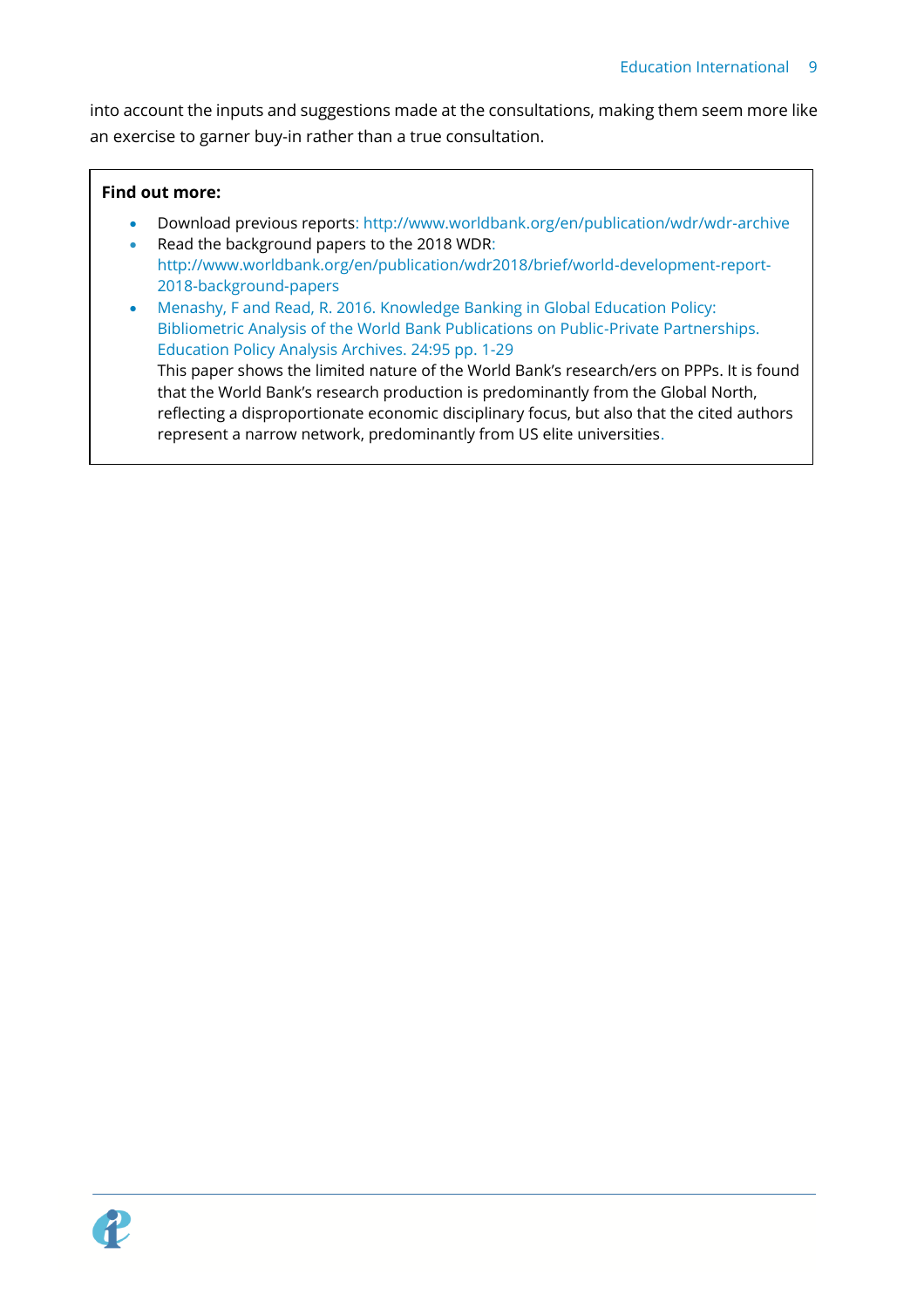into account the inputs and suggestions made at the consultations, making them seem more like an exercise to garner buy-in rather than a true consultation.

**Find out more:**

- Download previous reports: http://www.worldbank.org/en/publication/wdr/wdr-archive
- Read the background papers to the 2018 WDR: http://www.worldbank.org/en/publication/wdr2018/brief/world-development-report-2018-background-papers
- Menashy, F and Read, R. 2016. Knowledge Banking in Global Education Policy: Bibliometric Analysis of the World Bank Publications on Public-Private Partnerships. Education Policy Analysis Archives. 24:95 pp. 1-29  
  This paper shows the limited nature of the World Bank's research/ers on PPPs. It is found that the World Bank's research production is predominantly from the Global North, reflecting a disproportionate economic disciplinary focus, but also that the cited authors represent a narrow network, predominantly from US elite universities.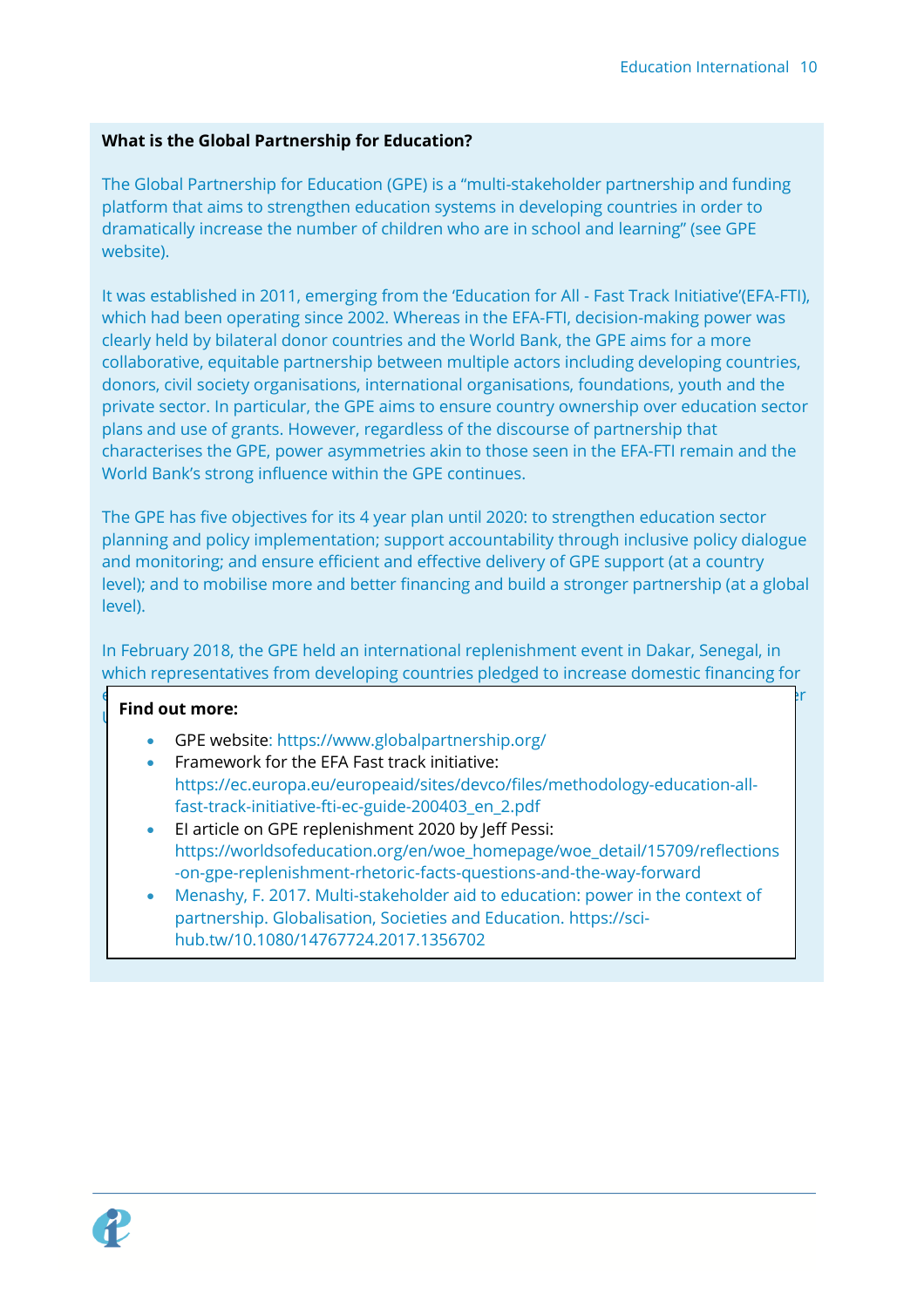**What is the Global Partnership for Education?**

The Global Partnership for Education (GPE) is a "multi-stakeholder partnership and funding platform that aims to strengthen education systems in developing countries in order to dramatically increase the number of children who are in school and learning" (see GPE website).

It was established in 2011, emerging from the 'Education for All - Fast Track Initiative'(EFA-FTI), which had been operating since 2002. Whereas in the EFA-FTI, decision-making power was clearly held by bilateral donor countries and the World Bank, the GPE aims for a more collaborative, equitable partnership between multiple actors including developing countries, donors, civil society organisations, international organisations, foundations, youth and the private sector. In particular, the GPE aims to ensure country ownership over education sector plans and use of grants. However, regardless of the discourse of partnership that characterises the GPE, power asymmetries akin to those seen in the EFA-FTI remain and the World Bank's strong influence within the GPE continues.

The GPE has five objectives for its 4 year plan until 2020: to strengthen education sector planning and policy implementation; support accountability through inclusive policy dialogue and monitoring; and ensure efficient and effective delivery of GPE support (at a country level); and to mobilise more and better financing and build a stronger partnership (at a global level).

In February 2018, the GPE held an international replenishment event in Dakar, Senegal, in which representatives from developing countries pledged to increase domestic financing for e... r U...

**Find out more:**

- GPE website: https://www.globalpartnership.org/
- Framework for the EFA Fast track initiative: https://ec.europa.eu/europeaid/sites/devco/files/methodology-education-all-fast-track-initiative-fti-ec-guide-200403_en_2.pdf
- EI article on GPE replenishment 2020 by Jeff Pessi: https://worldsofeducation.org/en/woe_homepage/woe_detail/15709/reflections-on-gpe-replenishment-rhetoric-facts-questions-and-the-way-forward
- Menashy, F. 2017. Multi-stakeholder aid to education: power in the context of partnership. Globalisation, Societies and Education. https://sci-hub.tw/10.1080/14767724.2017.1356702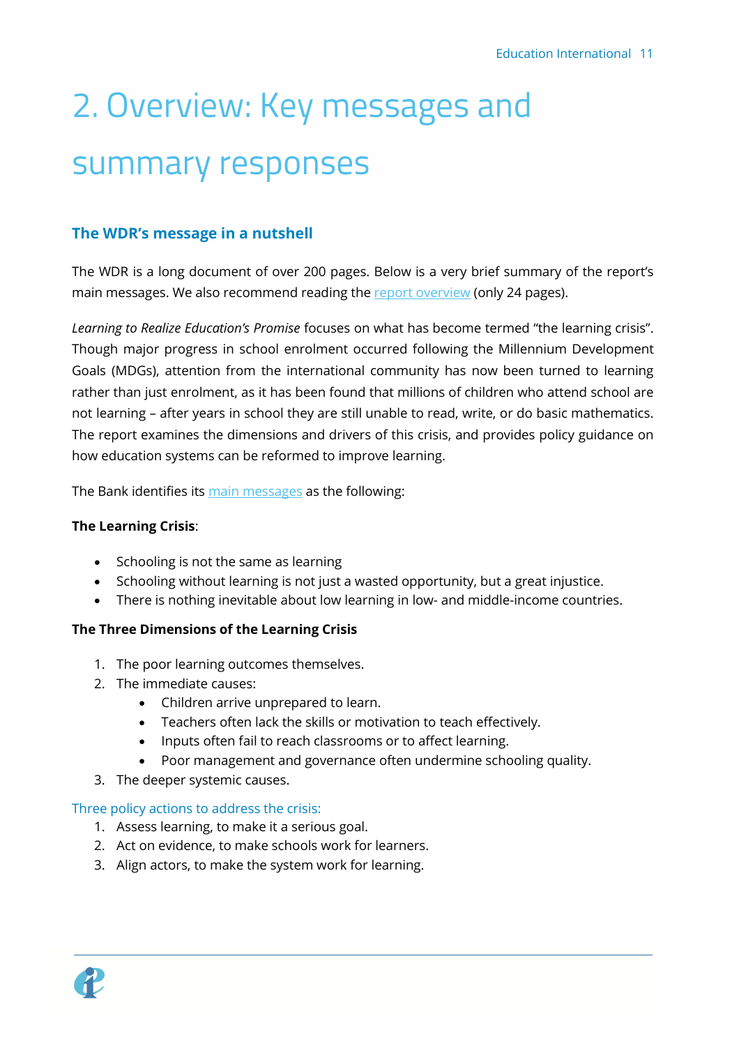# 2. Overview: Key messages and summary responses

## The WDR's message in a nutshell

The WDR is a long document of over 200 pages. Below is a very brief summary of the report's main messages. We also recommend reading the report overview (only 24 pages).

*Learning to Realize Education's Promise* focuses on what has become termed "the learning crisis". Though major progress in school enrolment occurred following the Millennium Development Goals (MDGs), attention from the international community has now been turned to learning rather than just enrolment, as it has been found that millions of children who attend school are not learning – after years in school they are still unable to read, write, or do basic mathematics. The report examines the dimensions and drivers of this crisis, and provides policy guidance on how education systems can be reformed to improve learning.

The Bank identifies its main messages as the following:

**The Learning Crisis**:

- Schooling is not the same as learning
- Schooling without learning is not just a wasted opportunity, but a great injustice.
- There is nothing inevitable about low learning in low- and middle-income countries.

**The Three Dimensions of the Learning Crisis**

1. The poor learning outcomes themselves.
2. The immediate causes:
    - Children arrive unprepared to learn.
    - Teachers often lack the skills or motivation to teach effectively.
    - Inputs often fail to reach classrooms or to affect learning.
    - Poor management and governance often undermine schooling quality.
3. The deeper systemic causes.

Three policy actions to address the crisis:

1. Assess learning, to make it a serious goal.
2. Act on evidence, to make schools work for learners.
3. Align actors, to make the system work for learning.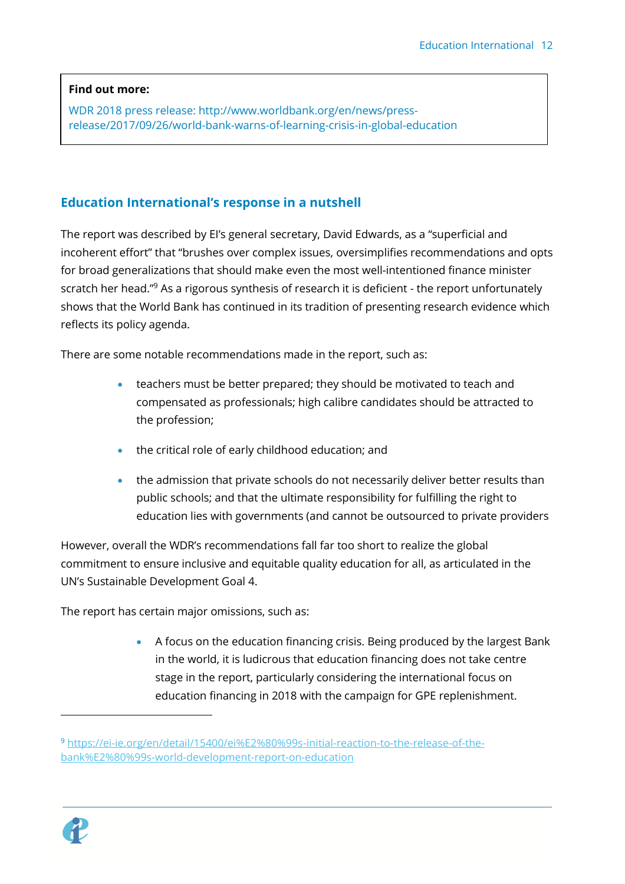**Find out more:**

WDR 2018 press release: http://www.worldbank.org/en/news/press-release/2017/09/26/world-bank-warns-of-learning-crisis-in-global-education

## Education International's response in a nutshell

The report was described by EI's general secretary, David Edwards, as a "superficial and incoherent effort" that "brushes over complex issues, oversimplifies recommendations and opts for broad generalizations that should make even the most well-intentioned finance minister scratch her head."[9] As a rigorous synthesis of research it is deficient - the report unfortunately shows that the World Bank has continued in its tradition of presenting research evidence which reflects its policy agenda.

There are some notable recommendations made in the report, such as:

- teachers must be better prepared; they should be motivated to teach and compensated as professionals; high calibre candidates should be attracted to the profession;
- the critical role of early childhood education; and
- the admission that private schools do not necessarily deliver better results than public schools; and that the ultimate responsibility for fulfilling the right to education lies with governments (and cannot be outsourced to private providers

However, overall the WDR's recommendations fall far too short to realize the global commitment to ensure inclusive and equitable quality education for all, as articulated in the UN's Sustainable Development Goal 4.

The report has certain major omissions, such as:

- A focus on the education financing crisis. Being produced by the largest Bank in the world, it is ludicrous that education financing does not take centre stage in the report, particularly considering the international focus on education financing in 2018 with the campaign for GPE replenishment.

---

[9] https://ei-ie.org/en/detail/15400/ei%E2%80%99s-initial-reaction-to-the-release-of-the-bank%E2%80%99s-world-development-report-on-education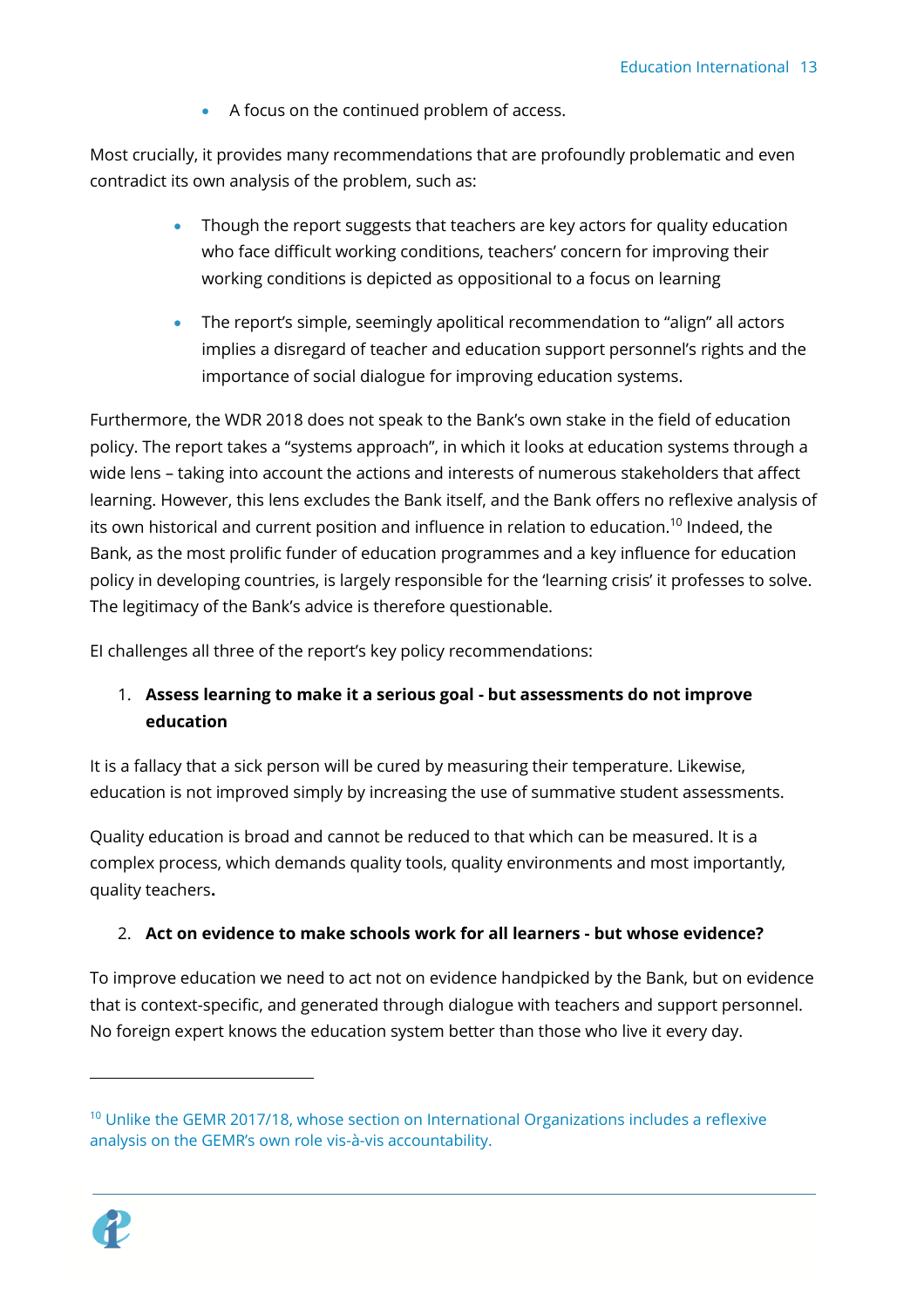- A focus on the continued problem of access.

Most crucially, it provides many recommendations that are profoundly problematic and even contradict its own analysis of the problem, such as:

- Though the report suggests that teachers are key actors for quality education who face difficult working conditions, teachers' concern for improving their working conditions is depicted as oppositional to a focus on learning
- The report's simple, seemingly apolitical recommendation to "align" all actors implies a disregard of teacher and education support personnel's rights and the importance of social dialogue for improving education systems.

Furthermore, the WDR 2018 does not speak to the Bank's own stake in the field of education policy. The report takes a "systems approach", in which it looks at education systems through a wide lens – taking into account the actions and interests of numerous stakeholders that affect learning. However, this lens excludes the Bank itself, and the Bank offers no reflexive analysis of its own historical and current position and influence in relation to education.[10] Indeed, the Bank, as the most prolific funder of education programmes and a key influence for education policy in developing countries, is largely responsible for the 'learning crisis' it professes to solve. The legitimacy of the Bank's advice is therefore questionable.

EI challenges all three of the report's key policy recommendations:

1. **Assess learning to make it a serious goal - but assessments do not improve education**

It is a fallacy that a sick person will be cured by measuring their temperature. Likewise, education is not improved simply by increasing the use of summative student assessments.

Quality education is broad and cannot be reduced to that which can be measured. It is a complex process, which demands quality tools, quality environments and most importantly, quality teachers**.**

2. **Act on evidence to make schools work for all learners - but whose evidence?**

To improve education we need to act not on evidence handpicked by the Bank, but on evidence that is context-specific, and generated through dialogue with teachers and support personnel. No foreign expert knows the education system better than those who live it every day.

---

[10] Unlike the GEMR 2017/18, whose section on International Organizations includes a reflexive analysis on the GEMR's own role vis-à-vis accountability.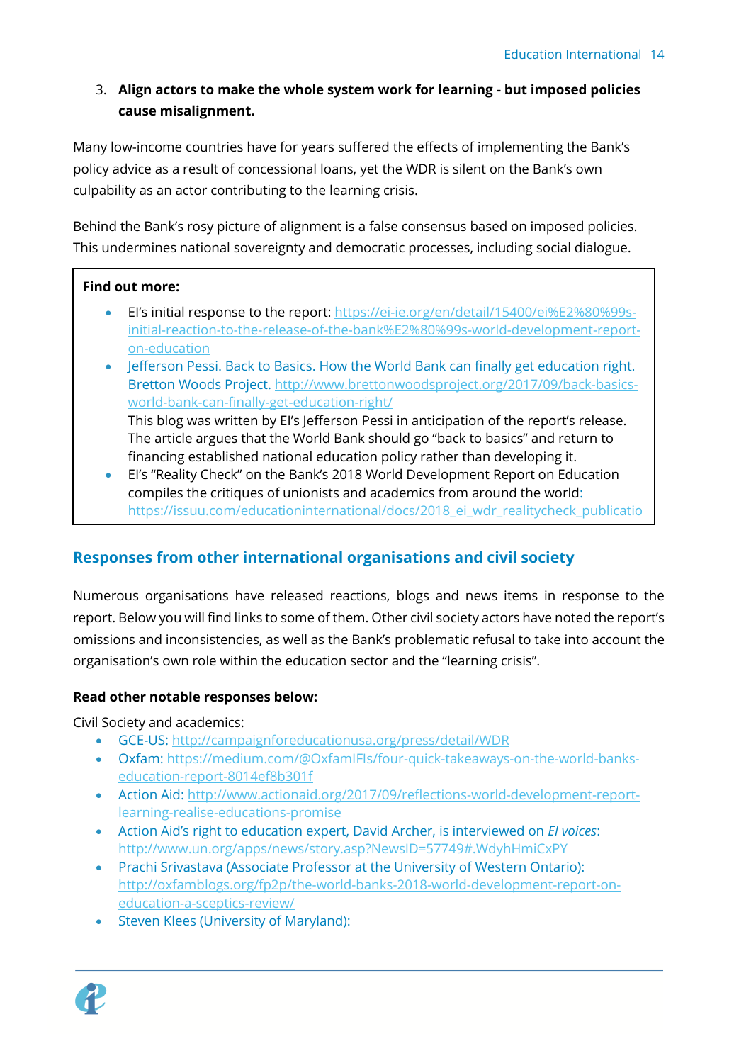3. **Align actors to make the whole system work for learning - but imposed policies cause misalignment.**

Many low-income countries have for years suffered the effects of implementing the Bank's policy advice as a result of concessional loans, yet the WDR is silent on the Bank's own culpability as an actor contributing to the learning crisis.

Behind the Bank's rosy picture of alignment is a false consensus based on imposed policies. This undermines national sovereignty and democratic processes, including social dialogue.

**Find out more:**

- EI's initial response to the report: https://ei-ie.org/en/detail/15400/ei%E2%80%99s-initial-reaction-to-the-release-of-the-bank%E2%80%99s-world-development-report-on-education
- Jefferson Pessi. Back to Basics. How the World Bank can finally get education right. Bretton Woods Project. http://www.brettonwoodsproject.org/2017/09/back-basics-world-bank-can-finally-get-education-right/
  This blog was written by EI's Jefferson Pessi in anticipation of the report's release. The article argues that the World Bank should go "back to basics" and return to financing established national education policy rather than developing it.
- EI's "Reality Check" on the Bank's 2018 World Development Report on Education compiles the critiques of unionists and academics from around the world: https://issuu.com/educationinternational/docs/2018_ei_wdr_realitycheck_publicatio

## Responses from other international organisations and civil society

Numerous organisations have released reactions, blogs and news items in response to the report. Below you will find links to some of them. Other civil society actors have noted the report's omissions and inconsistencies, as well as the Bank's problematic refusal to take into account the organisation's own role within the education sector and the "learning crisis".

**Read other notable responses below:**

Civil Society and academics:

- GCE-US: http://campaignforeducationusa.org/press/detail/WDR
- Oxfam: https://medium.com/@OxfamIFIs/four-quick-takeaways-on-the-world-banks-education-report-8014ef8b301f
- Action Aid: http://www.actionaid.org/2017/09/reflections-world-development-report-learning-realise-educations-promise
- Action Aid's right to education expert, David Archer, is interviewed on *EI voices*: http://www.un.org/apps/news/story.asp?NewsID=57749#.WdyhHmiCxPY
- Prachi Srivastava (Associate Professor at the University of Western Ontario): http://oxfamblogs.org/fp2p/the-world-banks-2018-world-development-report-on-education-a-sceptics-review/
- Steven Klees (University of Maryland):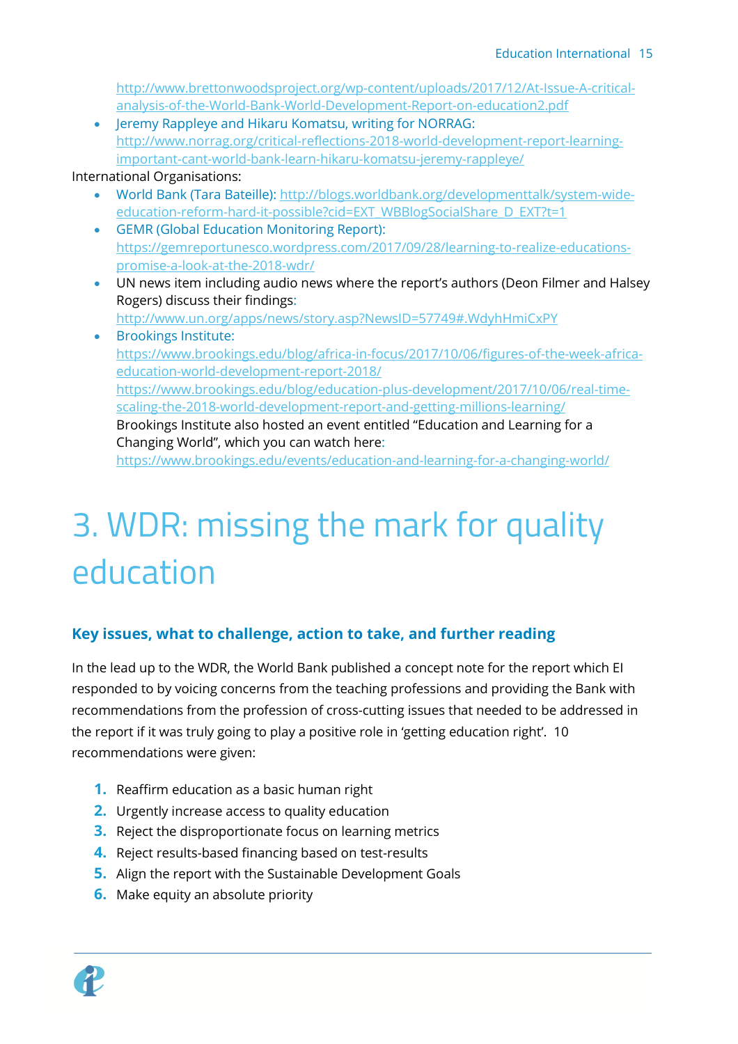http://www.brettonwoodsproject.org/wp-content/uploads/2017/12/At-Issue-A-critical-analysis-of-the-World-Bank-World-Development-Report-on-education2.pdf

- Jeremy Rappleye and Hikaru Komatsu, writing for NORRAG: http://www.norrag.org/critical-reflections-2018-world-development-report-learning-important-cant-world-bank-learn-hikaru-komatsu-jeremy-rappleye/

International Organisations:

- World Bank (Tara Bateille): http://blogs.worldbank.org/developmenttalk/system-wide-education-reform-hard-it-possible?cid=EXT_WBBlogSocialShare_D_EXT?t=1
- GEMR (Global Education Monitoring Report): https://gemreportunesco.wordpress.com/2017/09/28/learning-to-realize-educations-promise-a-look-at-the-2018-wdr/
- UN news item including audio news where the report's authors (Deon Filmer and Halsey Rogers) discuss their findings: http://www.un.org/apps/news/story.asp?NewsID=57749#.WdyhHmiCxPY
- Brookings Institute: https://www.brookings.edu/blog/africa-in-focus/2017/10/06/figures-of-the-week-africa-education-world-development-report-2018/ https://www.brookings.edu/blog/education-plus-development/2017/10/06/real-time-scaling-the-2018-world-development-report-and-getting-millions-learning/ Brookings Institute also hosted an event entitled "Education and Learning for a Changing World", which you can watch here: https://www.brookings.edu/events/education-and-learning-for-a-changing-world/

# 3. WDR: missing the mark for quality education

### Key issues, what to challenge, action to take, and further reading

In the lead up to the WDR, the World Bank published a concept note for the report which EI responded to by voicing concerns from the teaching professions and providing the Bank with recommendations from the profession of cross-cutting issues that needed to be addressed in the report if it was truly going to play a positive role in 'getting education right'. 10 recommendations were given:

1. Reaffirm education as a basic human right
2. Urgently increase access to quality education
3. Reject the disproportionate focus on learning metrics
4. Reject results-based financing based on test-results
5. Align the report with the Sustainable Development Goals
6. Make equity an absolute priority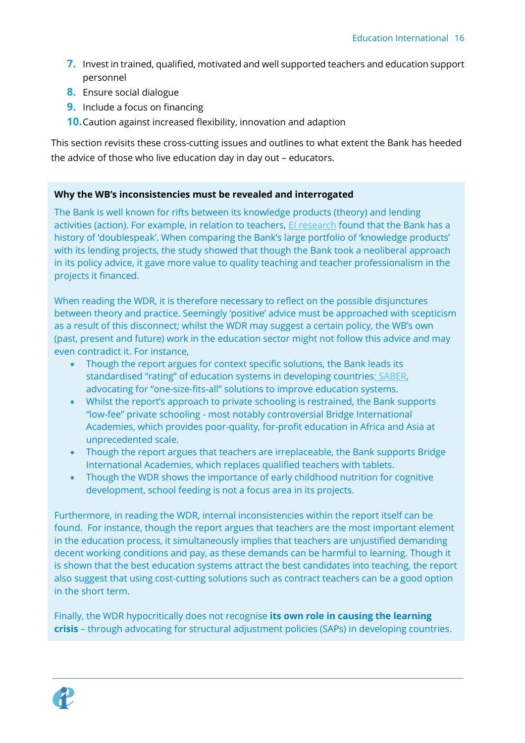7. Invest in trained, qualified, motivated and well supported teachers and education support personnel
8. Ensure social dialogue
9. Include a focus on financing
10. Caution against increased flexibility, innovation and adaption

This section revisits these cross-cutting issues and outlines to what extent the Bank has heeded the advice of those who live education day in day out – educators.

**Why the WB's inconsistencies must be revealed and interrogated**

The Bank is well known for rifts between its knowledge products (theory) and lending activities (action). For example, in relation to teachers, EI research found that the Bank has a history of 'doublespeak'. When comparing the Bank's large portfolio of 'knowledge products' with its lending projects, the study showed that though the Bank took a neoliberal approach in its policy advice, it gave more value to quality teaching and teacher professionalism in the projects it financed.

When reading the WDR, it is therefore necessary to reflect on the possible disjunctures between theory and practice. Seemingly 'positive' advice must be approached with scepticism as a result of this disconnect; whilst the WDR may suggest a certain policy, the WB's own (past, present and future) work in the education sector might not follow this advice and may even contradict it. For instance,

- Though the report argues for context specific solutions, the Bank leads its standardised "rating" of education systems in developing countries: SABER, advocating for "one-size-fits-all" solutions to improve education systems.
- Whilst the report's approach to private schooling is restrained, the Bank supports "low-fee" private schooling - most notably controversial Bridge International Academies, which provides poor-quality, for-profit education in Africa and Asia at unprecedented scale.
- Though the report argues that teachers are irreplaceable, the Bank supports Bridge International Academies, which replaces qualified teachers with tablets.
- Though the WDR shows the importance of early childhood nutrition for cognitive development, school feeding is not a focus area in its projects.

Furthermore, in reading the WDR, internal inconsistencies within the report itself can be found. For instance, though the report argues that teachers are the most important element in the education process, it simultaneously implies that teachers are unjustified demanding decent working conditions and pay, as these demands can be harmful to learning. Though it is shown that the best education systems attract the best candidates into teaching, the report also suggest that using cost-cutting solutions such as contract teachers can be a good option in the short term.

Finally, the WDR hypocritically does not recognise **its own role in causing the learning crisis** – through advocating for structural adjustment policies (SAPs) in developing countries.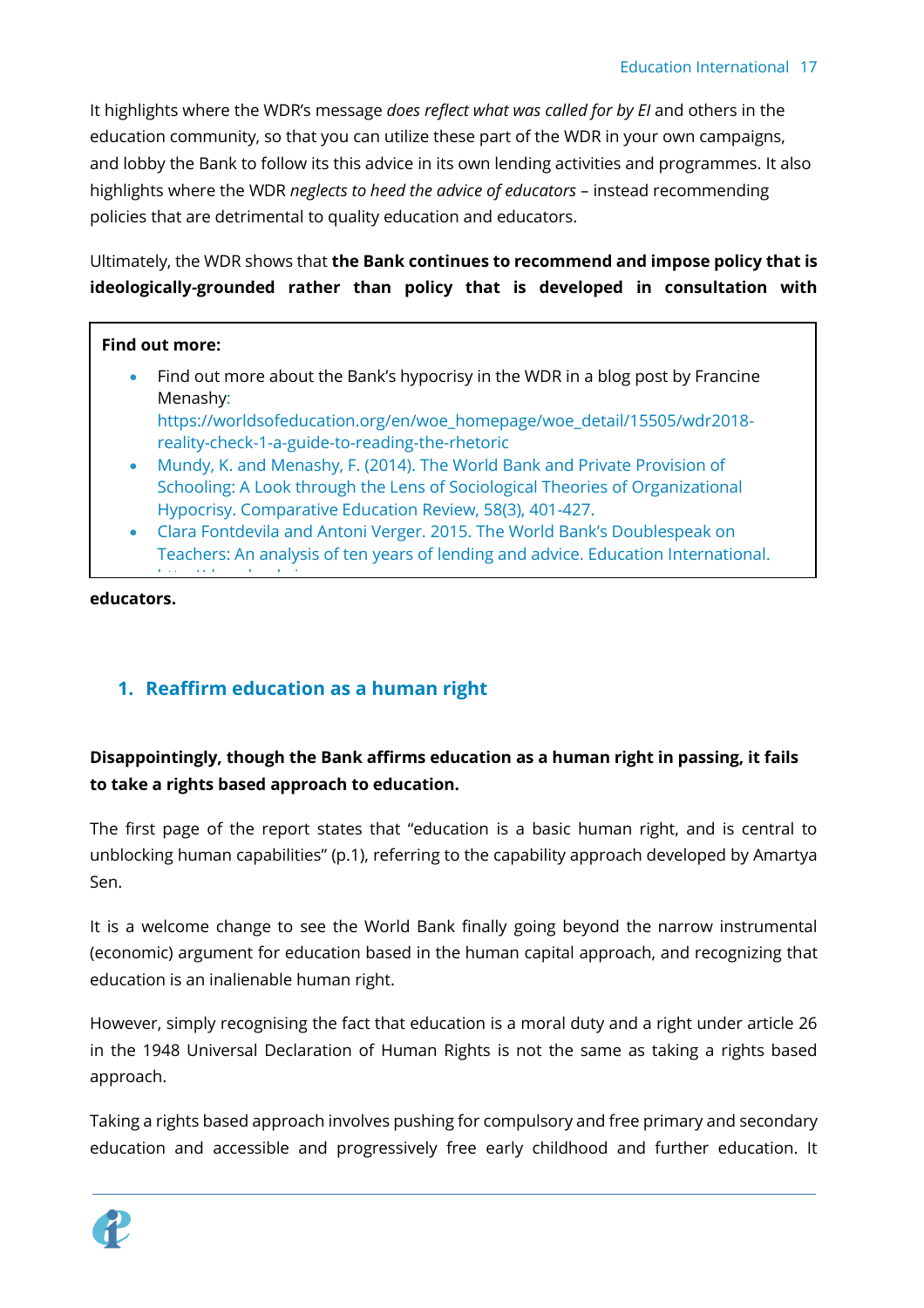It highlights where the WDR's message *does reflect what was called for by EI* and others in the education community, so that you can utilize these part of the WDR in your own campaigns, and lobby the Bank to follow its this advice in its own lending activities and programmes. It also highlights where the WDR *neglects to heed the advice of educators* – instead recommending policies that are detrimental to quality education and educators.

Ultimately, the WDR shows that **the Bank continues to recommend and impose policy that is ideologically-grounded rather than policy that is developed in consultation with educators.**

> **Find out more:**
>
> - Find out more about the Bank's hypocrisy in the WDR in a blog post by Francine Menashy: https://worldsofeducation.org/en/woe_homepage/woe_detail/15505/wdr2018-reality-check-1-a-guide-to-reading-the-rhetoric
> - Mundy, K. and Menashy, F. (2014). The World Bank and Private Provision of Schooling: A Look through the Lens of Sociological Theories of Organizational Hypocrisy. Comparative Education Review, 58(3), 401-427.
> - Clara Fontdevila and Antoni Verger. 2015. The World Bank's Doublespeak on Teachers: An analysis of ten years of lending and advice. Education International.

## 1. Reaffirm education as a human right

**Disappointingly, though the Bank affirms education as a human right in passing, it fails to take a rights based approach to education.**

The first page of the report states that "education is a basic human right, and is central to unblocking human capabilities" (p.1), referring to the capability approach developed by Amartya Sen.

It is a welcome change to see the World Bank finally going beyond the narrow instrumental (economic) argument for education based in the human capital approach, and recognizing that education is an inalienable human right.

However, simply recognising the fact that education is a moral duty and a right under article 26 in the 1948 Universal Declaration of Human Rights is not the same as taking a rights based approach.

Taking a rights based approach involves pushing for compulsory and free primary and secondary education and accessible and progressively free early childhood and further education. It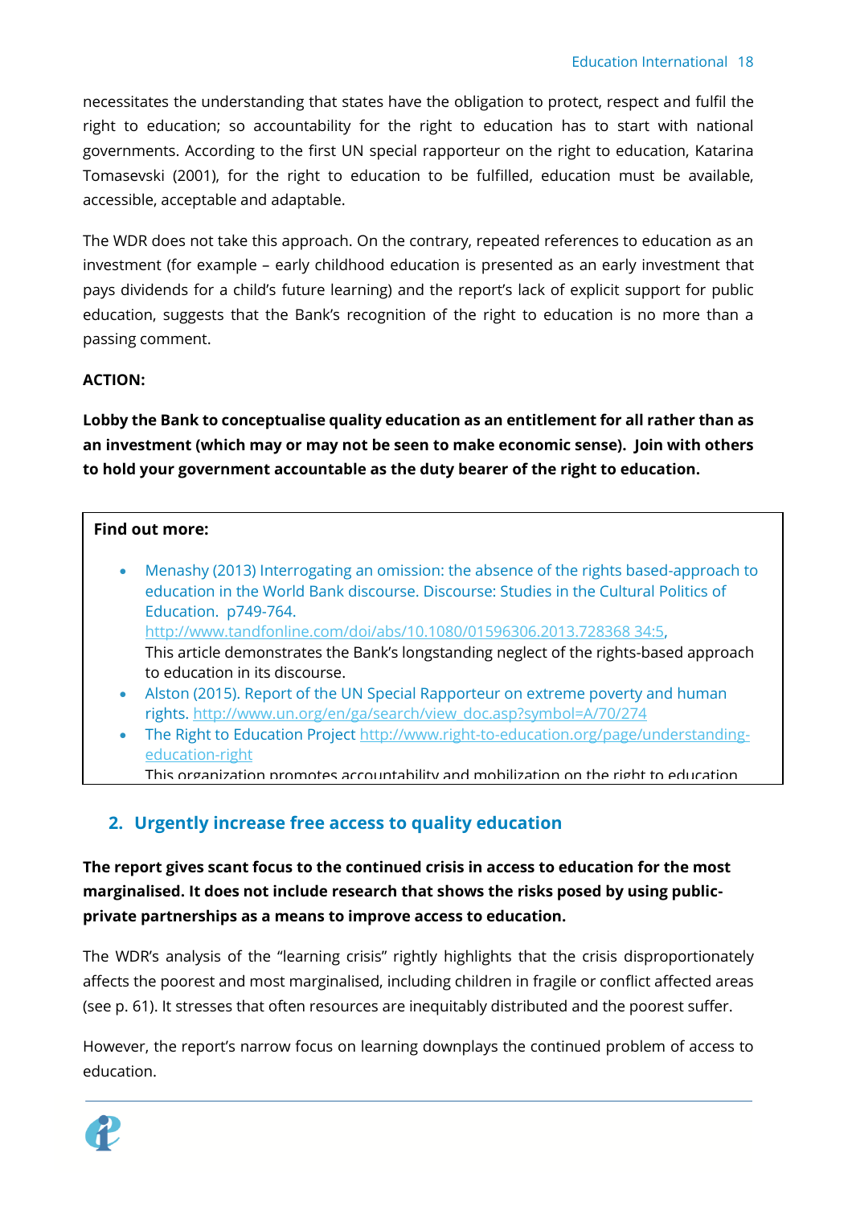necessitates the understanding that states have the obligation to protect, respect and fulfil the right to education; so accountability for the right to education has to start with national governments. According to the first UN special rapporteur on the right to education, Katarina Tomasevski (2001), for the right to education to be fulfilled, education must be available, accessible, acceptable and adaptable.

The WDR does not take this approach. On the contrary, repeated references to education as an investment (for example – early childhood education is presented as an early investment that pays dividends for a child's future learning) and the report's lack of explicit support for public education, suggests that the Bank's recognition of the right to education is no more than a passing comment.

**ACTION:**

**Lobby the Bank to conceptualise quality education as an entitlement for all rather than as an investment (which may or may not be seen to make economic sense). Join with others to hold your government accountable as the duty bearer of the right to education.**

**Find out more:**

- Menashy (2013) Interrogating an omission: the absence of the rights based-approach to education in the World Bank discourse. Discourse: Studies in the Cultural Politics of Education. p749-764. http://www.tandfonline.com/doi/abs/10.1080/01596306.2013.728368 34:5,
  This article demonstrates the Bank's longstanding neglect of the rights-based approach to education in its discourse.
- Alston (2015). Report of the UN Special Rapporteur on extreme poverty and human rights. http://www.un.org/en/ga/search/view_doc.asp?symbol=A/70/274
- The Right to Education Project http://www.right-to-education.org/page/understanding-education-right
  This organization promotes accountability and mobilization on the right to education

## 2. Urgently increase free access to quality education

**The report gives scant focus to the continued crisis in access to education for the most marginalised. It does not include research that shows the risks posed by using public-private partnerships as a means to improve access to education.**

The WDR's analysis of the "learning crisis" rightly highlights that the crisis disproportionately affects the poorest and most marginalised, including children in fragile or conflict affected areas (see p. 61). It stresses that often resources are inequitably distributed and the poorest suffer.

However, the report's narrow focus on learning downplays the continued problem of access to education.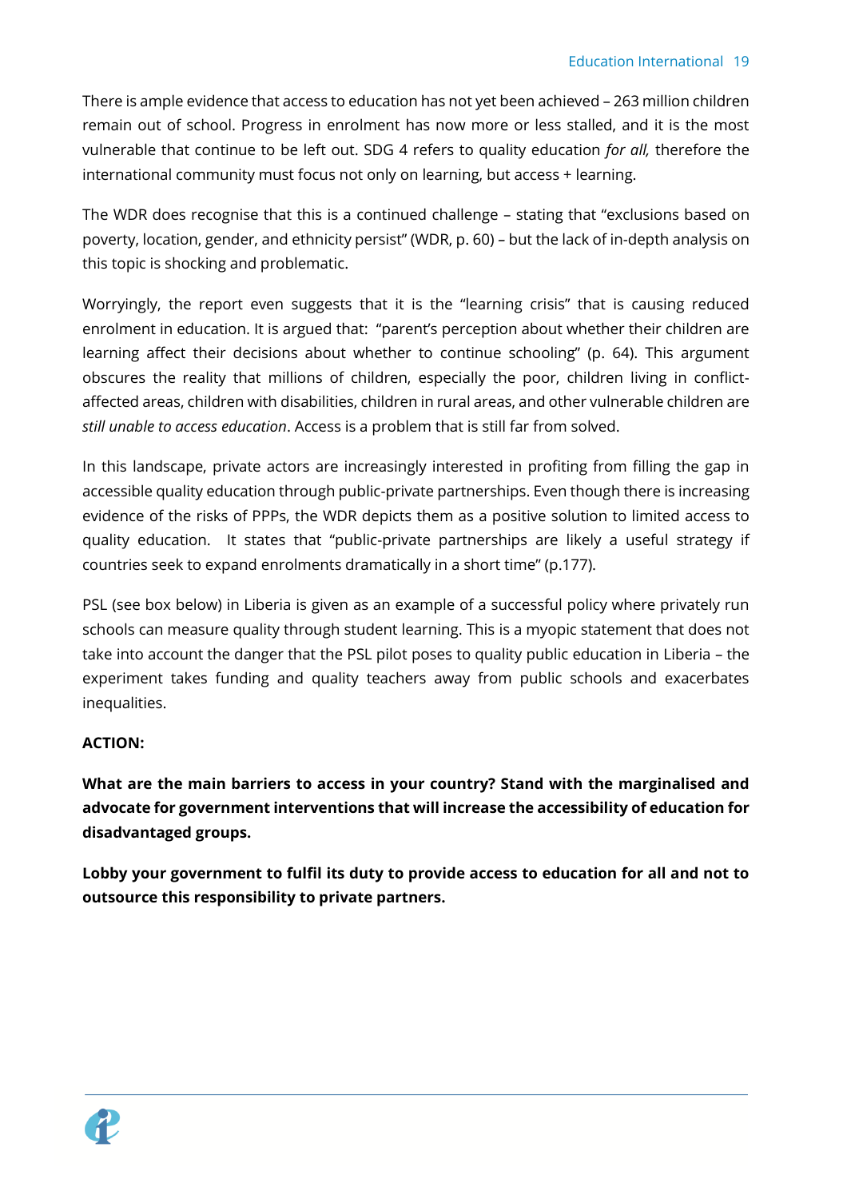There is ample evidence that access to education has not yet been achieved – 263 million children remain out of school. Progress in enrolment has now more or less stalled, and it is the most vulnerable that continue to be left out. SDG 4 refers to quality education *for all,* therefore the international community must focus not only on learning, but access + learning.

The WDR does recognise that this is a continued challenge – stating that "exclusions based on poverty, location, gender, and ethnicity persist" (WDR, p. 60) – but the lack of in-depth analysis on this topic is shocking and problematic.

Worryingly, the report even suggests that it is the "learning crisis" that is causing reduced enrolment in education. It is argued that: "parent's perception about whether their children are learning affect their decisions about whether to continue schooling" (p. 64). This argument obscures the reality that millions of children, especially the poor, children living in conflict-affected areas, children with disabilities, children in rural areas, and other vulnerable children are *still unable to access education*. Access is a problem that is still far from solved.

In this landscape, private actors are increasingly interested in profiting from filling the gap in accessible quality education through public-private partnerships. Even though there is increasing evidence of the risks of PPPs, the WDR depicts them as a positive solution to limited access to quality education. It states that "public-private partnerships are likely a useful strategy if countries seek to expand enrolments dramatically in a short time" (p.177).

PSL (see box below) in Liberia is given as an example of a successful policy where privately run schools can measure quality through student learning. This is a myopic statement that does not take into account the danger that the PSL pilot poses to quality public education in Liberia – the experiment takes funding and quality teachers away from public schools and exacerbates inequalities.

**ACTION:**

**What are the main barriers to access in your country? Stand with the marginalised and advocate for government interventions that will increase the accessibility of education for disadvantaged groups.**

**Lobby your government to fulfil its duty to provide access to education for all and not to outsource this responsibility to private partners.**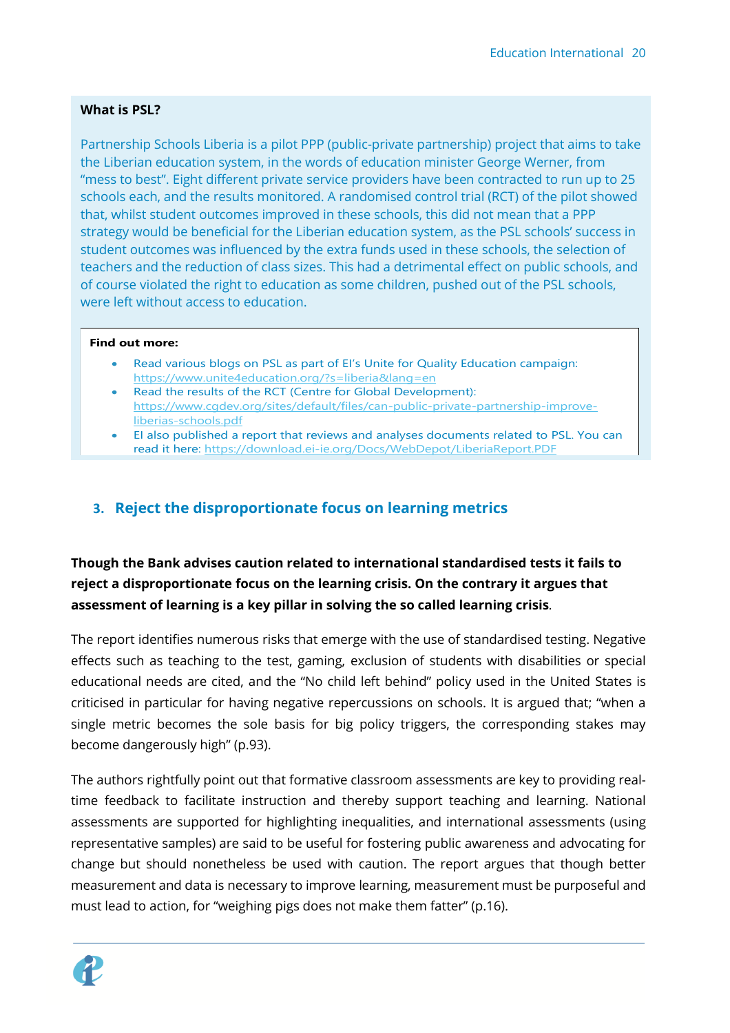**What is PSL?**

Partnership Schools Liberia is a pilot PPP (public-private partnership) project that aims to take the Liberian education system, in the words of education minister George Werner, from "mess to best". Eight different private service providers have been contracted to run up to 25 schools each, and the results monitored. A randomised control trial (RCT) of the pilot showed that, whilst student outcomes improved in these schools, this did not mean that a PPP strategy would be beneficial for the Liberian education system, as the PSL schools' success in student outcomes was influenced by the extra funds used in these schools, the selection of teachers and the reduction of class sizes. This had a detrimental effect on public schools, and of course violated the right to education as some children, pushed out of the PSL schools, were left without access to education.

**Find out more:**

- Read various blogs on PSL as part of EI's Unite for Quality Education campaign: https://www.unite4education.org/?s=liberia&lang=en
- Read the results of the RCT (Centre for Global Development): https://www.cgdev.org/sites/default/files/can-public-private-partnership-improve-liberias-schools.pdf
- EI also published a report that reviews and analyses documents related to PSL. You can read it here: https://download.ei-ie.org/Docs/WebDepot/LiberiaReport.PDF

## 3. Reject the disproportionate focus on learning metrics

**Though the Bank advises caution related to international standardised tests it fails to reject a disproportionate focus on the learning crisis. On the contrary it argues that assessment of learning is a key pillar in solving the so called learning crisis**.

The report identifies numerous risks that emerge with the use of standardised testing. Negative effects such as teaching to the test, gaming, exclusion of students with disabilities or special educational needs are cited, and the "No child left behind" policy used in the United States is criticised in particular for having negative repercussions on schools. It is argued that; "when a single metric becomes the sole basis for big policy triggers, the corresponding stakes may become dangerously high" (p.93).

The authors rightfully point out that formative classroom assessments are key to providing real-time feedback to facilitate instruction and thereby support teaching and learning. National assessments are supported for highlighting inequalities, and international assessments (using representative samples) are said to be useful for fostering public awareness and advocating for change but should nonetheless be used with caution. The report argues that though better measurement and data is necessary to improve learning, measurement must be purposeful and must lead to action, for "weighing pigs does not make them fatter" (p.16).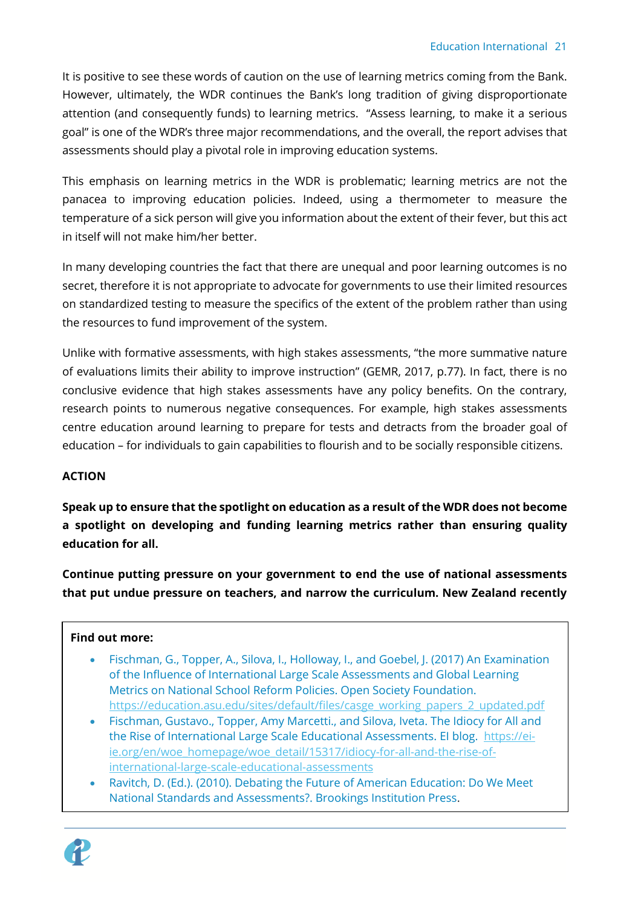It is positive to see these words of caution on the use of learning metrics coming from the Bank. However, ultimately, the WDR continues the Bank's long tradition of giving disproportionate attention (and consequently funds) to learning metrics. "Assess learning, to make it a serious goal" is one of the WDR's three major recommendations, and the overall, the report advises that assessments should play a pivotal role in improving education systems.

This emphasis on learning metrics in the WDR is problematic; learning metrics are not the panacea to improving education policies. Indeed, using a thermometer to measure the temperature of a sick person will give you information about the extent of their fever, but this act in itself will not make him/her better.

In many developing countries the fact that there are unequal and poor learning outcomes is no secret, therefore it is not appropriate to advocate for governments to use their limited resources on standardized testing to measure the specifics of the extent of the problem rather than using the resources to fund improvement of the system.

Unlike with formative assessments, with high stakes assessments, "the more summative nature of evaluations limits their ability to improve instruction" (GEMR, 2017, p.77). In fact, there is no conclusive evidence that high stakes assessments have any policy benefits. On the contrary, research points to numerous negative consequences. For example, high stakes assessments centre education around learning to prepare for tests and detracts from the broader goal of education – for individuals to gain capabilities to flourish and to be socially responsible citizens.

**ACTION**

**Speak up to ensure that the spotlight on education as a result of the WDR does not become a spotlight on developing and funding learning metrics rather than ensuring quality education for all.**

**Continue putting pressure on your government to end the use of national assessments that put undue pressure on teachers, and narrow the curriculum. New Zealand recently**

**Find out more:**

- Fischman, G., Topper, A., Silova, I., Holloway, I., and Goebel, J. (2017) An Examination of the Influence of International Large Scale Assessments and Global Learning Metrics on National School Reform Policies. Open Society Foundation. https://education.asu.edu/sites/default/files/casge_working_papers_2_updated.pdf
- Fischman, Gustavo., Topper, Amy Marcetti., and Silova, Iveta. The Idiocy for All and the Rise of International Large Scale Educational Assessments. EI blog. https://ei-ie.org/en/woe_homepage/woe_detail/15317/idiocy-for-all-and-the-rise-of-international-large-scale-educational-assessments
- Ravitch, D. (Ed.). (2010). Debating the Future of American Education: Do We Meet National Standards and Assessments?. Brookings Institution Press.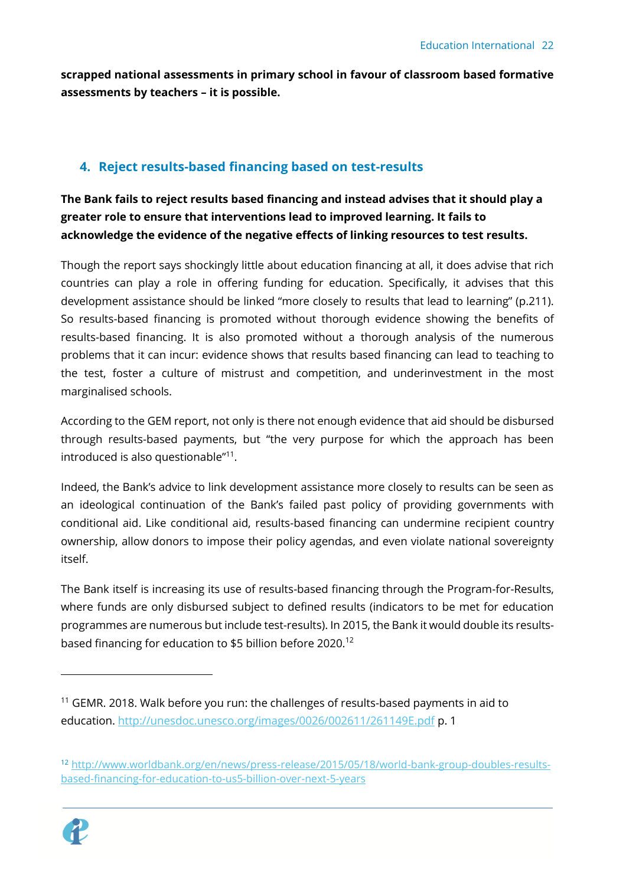**scrapped national assessments in primary school in favour of classroom based formative assessments by teachers – it is possible.**

## 4. Reject results-based financing based on test-results

**The Bank fails to reject results based financing and instead advises that it should play a greater role to ensure that interventions lead to improved learning. It fails to acknowledge the evidence of the negative effects of linking resources to test results.**

Though the report says shockingly little about education financing at all, it does advise that rich countries can play a role in offering funding for education. Specifically, it advises that this development assistance should be linked "more closely to results that lead to learning" (p.211). So results-based financing is promoted without thorough evidence showing the benefits of results-based financing. It is also promoted without a thorough analysis of the numerous problems that it can incur: evidence shows that results based financing can lead to teaching to the test, foster a culture of mistrust and competition, and underinvestment in the most marginalised schools.

According to the GEM report, not only is there not enough evidence that aid should be disbursed through results-based payments, but "the very purpose for which the approach has been introduced is also questionable"[11].

Indeed, the Bank's advice to link development assistance more closely to results can be seen as an ideological continuation of the Bank's failed past policy of providing governments with conditional aid. Like conditional aid, results-based financing can undermine recipient country ownership, allow donors to impose their policy agendas, and even violate national sovereignty itself.

The Bank itself is increasing its use of results-based financing through the Program-for-Results, where funds are only disbursed subject to defined results (indicators to be met for education programmes are numerous but include test-results). In 2015, the Bank it would double its results-based financing for education to $5 billion before 2020.[12]

---

[11] GEMR. 2018. Walk before you run: the challenges of results-based payments in aid to education. http://unesdoc.unesco.org/images/0026/002611/261149E.pdf p. 1

[12] http://www.worldbank.org/en/news/press-release/2015/05/18/world-bank-group-doubles-results-based-financing-for-education-to-us5-billion-over-next-5-years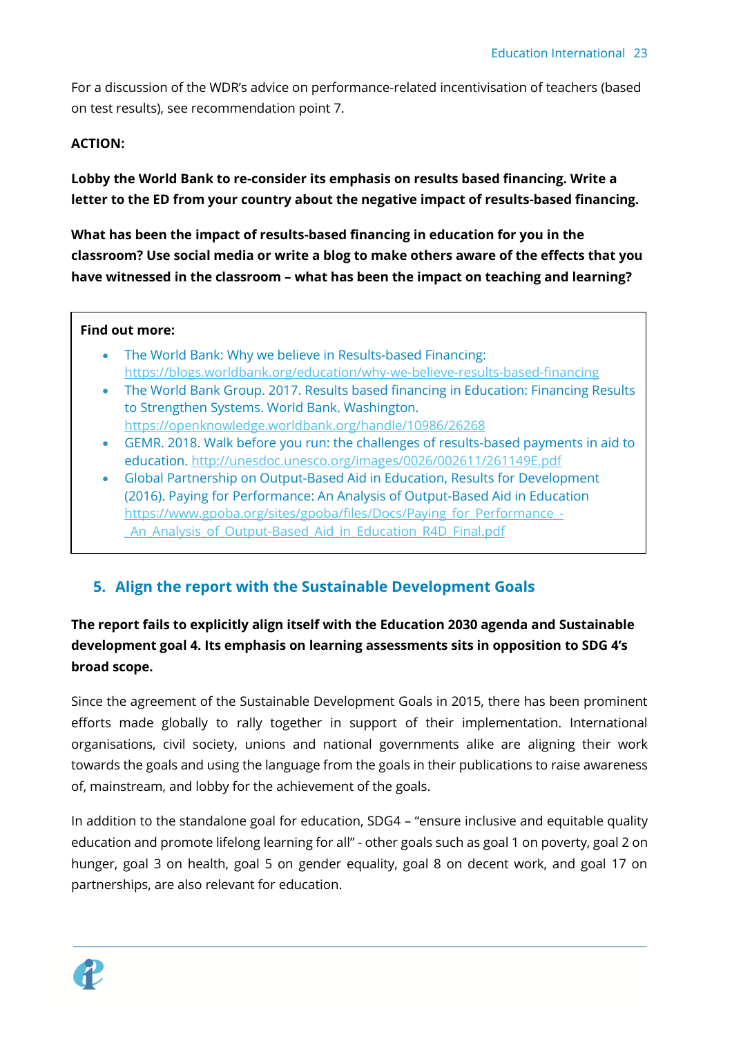For a discussion of the WDR's advice on performance-related incentivisation of teachers (based on test results), see recommendation point 7.

**ACTION:**

**Lobby the World Bank to re-consider its emphasis on results based financing. Write a letter to the ED from your country about the negative impact of results-based financing.**

**What has been the impact of results-based financing in education for you in the classroom? Use social media or write a blog to make others aware of the effects that you have witnessed in the classroom – what has been the impact on teaching and learning?**

**Find out more:**

- The World Bank: Why we believe in Results-based Financing: https://blogs.worldbank.org/education/why-we-believe-results-based-financing
- The World Bank Group. 2017. Results based financing in Education: Financing Results to Strengthen Systems. World Bank. Washington. https://openknowledge.worldbank.org/handle/10986/26268
- GEMR. 2018. Walk before you run: the challenges of results-based payments in aid to education. http://unesdoc.unesco.org/images/0026/002611/261149E.pdf
- Global Partnership on Output-Based Aid in Education, Results for Development (2016). Paying for Performance: An Analysis of Output-Based Aid in Education https://www.gpoba.org/sites/gpoba/files/Docs/Paying_for_Performance_-_An_Analysis_of_Output-Based_Aid_in_Education_R4D_Final.pdf

## 5. Align the report with the Sustainable Development Goals

**The report fails to explicitly align itself with the Education 2030 agenda and Sustainable development goal 4. Its emphasis on learning assessments sits in opposition to SDG 4's broad scope.**

Since the agreement of the Sustainable Development Goals in 2015, there has been prominent efforts made globally to rally together in support of their implementation. International organisations, civil society, unions and national governments alike are aligning their work towards the goals and using the language from the goals in their publications to raise awareness of, mainstream, and lobby for the achievement of the goals.

In addition to the standalone goal for education, SDG4 – "ensure inclusive and equitable quality education and promote lifelong learning for all" - other goals such as goal 1 on poverty, goal 2 on hunger, goal 3 on health, goal 5 on gender equality, goal 8 on decent work, and goal 17 on partnerships, are also relevant for education.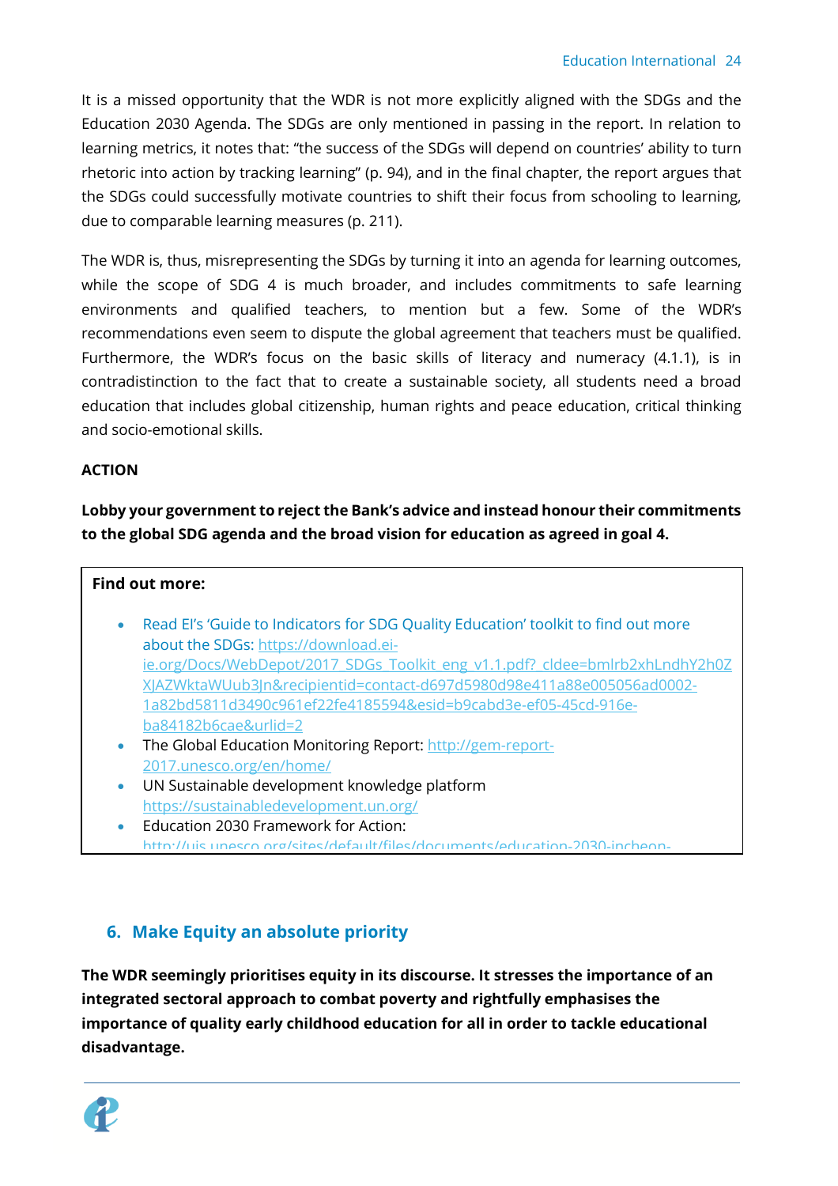It is a missed opportunity that the WDR is not more explicitly aligned with the SDGs and the Education 2030 Agenda. The SDGs are only mentioned in passing in the report. In relation to learning metrics, it notes that: "the success of the SDGs will depend on countries' ability to turn rhetoric into action by tracking learning" (p. 94), and in the final chapter, the report argues that the SDGs could successfully motivate countries to shift their focus from schooling to learning, due to comparable learning measures (p. 211).

The WDR is, thus, misrepresenting the SDGs by turning it into an agenda for learning outcomes, while the scope of SDG 4 is much broader, and includes commitments to safe learning environments and qualified teachers, to mention but a few. Some of the WDR's recommendations even seem to dispute the global agreement that teachers must be qualified. Furthermore, the WDR's focus on the basic skills of literacy and numeracy (4.1.1), is in contradistinction to the fact that to create a sustainable society, all students need a broad education that includes global citizenship, human rights and peace education, critical thinking and socio-emotional skills.

**ACTION**

**Lobby your government to reject the Bank's advice and instead honour their commitments to the global SDG agenda and the broad vision for education as agreed in goal 4.**

**Find out more:**

- Read EI's 'Guide to Indicators for SDG Quality Education' toolkit to find out more about the SDGs: https://download.ei-ie.org/Docs/WebDepot/2017_SDGs_Toolkit_eng_v1.1.pdf?_cldee=bmlrb2xhLndhY2h0ZXJAZWktaWUub3Jn&recipientid=contact-d697d5980d98e411a88e005056ad0002-1a82bd5811d3490c961ef22fe4185594&esid=b9cabd3e-ef05-45cd-916e-ba84182b6cae&urlid=2
- The Global Education Monitoring Report: http://gem-report-2017.unesco.org/en/home/
- UN Sustainable development knowledge platform https://sustainabledevelopment.un.org/
- Education 2030 Framework for Action: http://uis.unesco.org/sites/default/files/documents/education-2030-incheon-

## 6. Make Equity an absolute priority

**The WDR seemingly prioritises equity in its discourse. It stresses the importance of an integrated sectoral approach to combat poverty and rightfully emphasises the importance of quality early childhood education for all in order to tackle educational disadvantage.**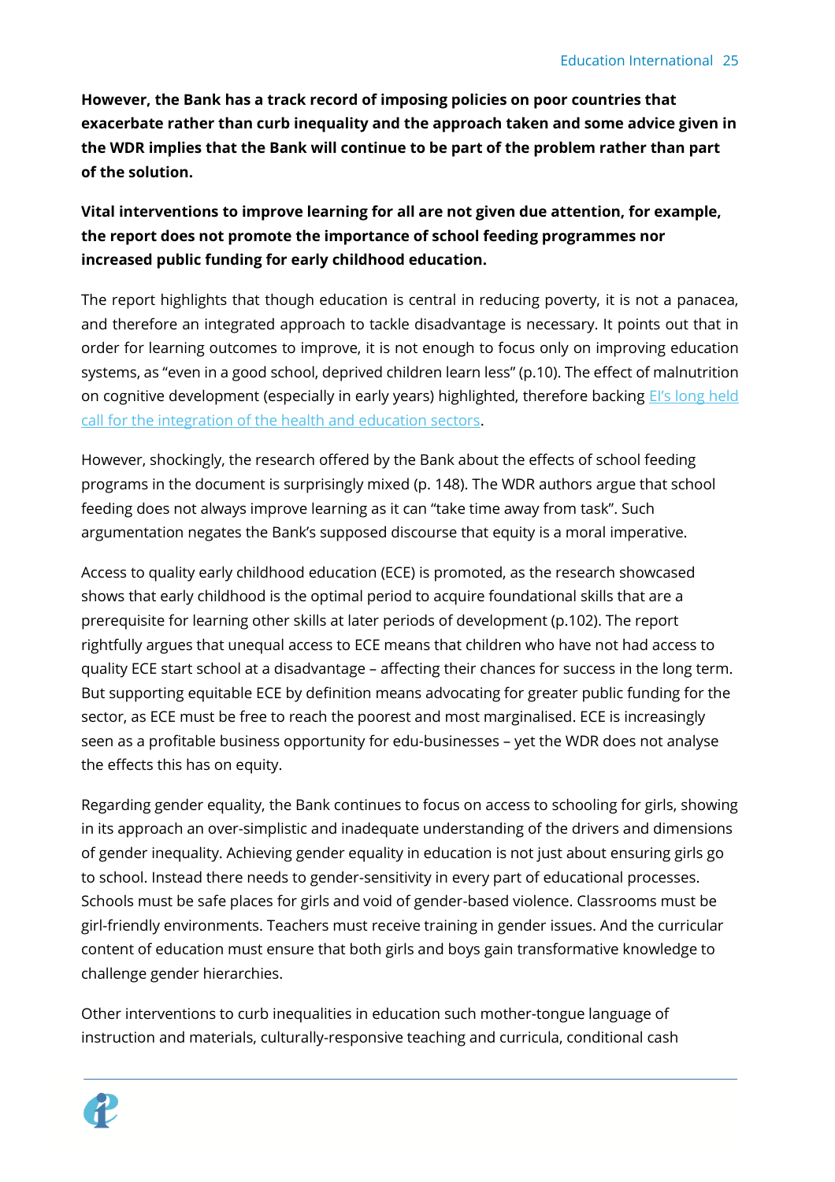**However, the Bank has a track record of imposing policies on poor countries that exacerbate rather than curb inequality and the approach taken and some advice given in the WDR implies that the Bank will continue to be part of the problem rather than part of the solution.**

**Vital interventions to improve learning for all are not given due attention, for example, the report does not promote the importance of school feeding programmes nor increased public funding for early childhood education.**

The report highlights that though education is central in reducing poverty, it is not a panacea, and therefore an integrated approach to tackle disadvantage is necessary. It points out that in order for learning outcomes to improve, it is not enough to focus only on improving education systems, as "even in a good school, deprived children learn less" (p.10). The effect of malnutrition on cognitive development (especially in early years) highlighted, therefore backing EI's long held call for the integration of the health and education sectors.

However, shockingly, the research offered by the Bank about the effects of school feeding programs in the document is surprisingly mixed (p. 148). The WDR authors argue that school feeding does not always improve learning as it can "take time away from task". Such argumentation negates the Bank's supposed discourse that equity is a moral imperative.

Access to quality early childhood education (ECE) is promoted, as the research showcased shows that early childhood is the optimal period to acquire foundational skills that are a prerequisite for learning other skills at later periods of development (p.102). The report rightfully argues that unequal access to ECE means that children who have not had access to quality ECE start school at a disadvantage – affecting their chances for success in the long term. But supporting equitable ECE by definition means advocating for greater public funding for the sector, as ECE must be free to reach the poorest and most marginalised. ECE is increasingly seen as a profitable business opportunity for edu-businesses – yet the WDR does not analyse the effects this has on equity.

Regarding gender equality, the Bank continues to focus on access to schooling for girls, showing in its approach an over-simplistic and inadequate understanding of the drivers and dimensions of gender inequality. Achieving gender equality in education is not just about ensuring girls go to school. Instead there needs to gender-sensitivity in every part of educational processes. Schools must be safe places for girls and void of gender-based violence. Classrooms must be girl-friendly environments. Teachers must receive training in gender issues. And the curricular content of education must ensure that both girls and boys gain transformative knowledge to challenge gender hierarchies.

Other interventions to curb inequalities in education such mother-tongue language of instruction and materials, culturally-responsive teaching and curricula, conditional cash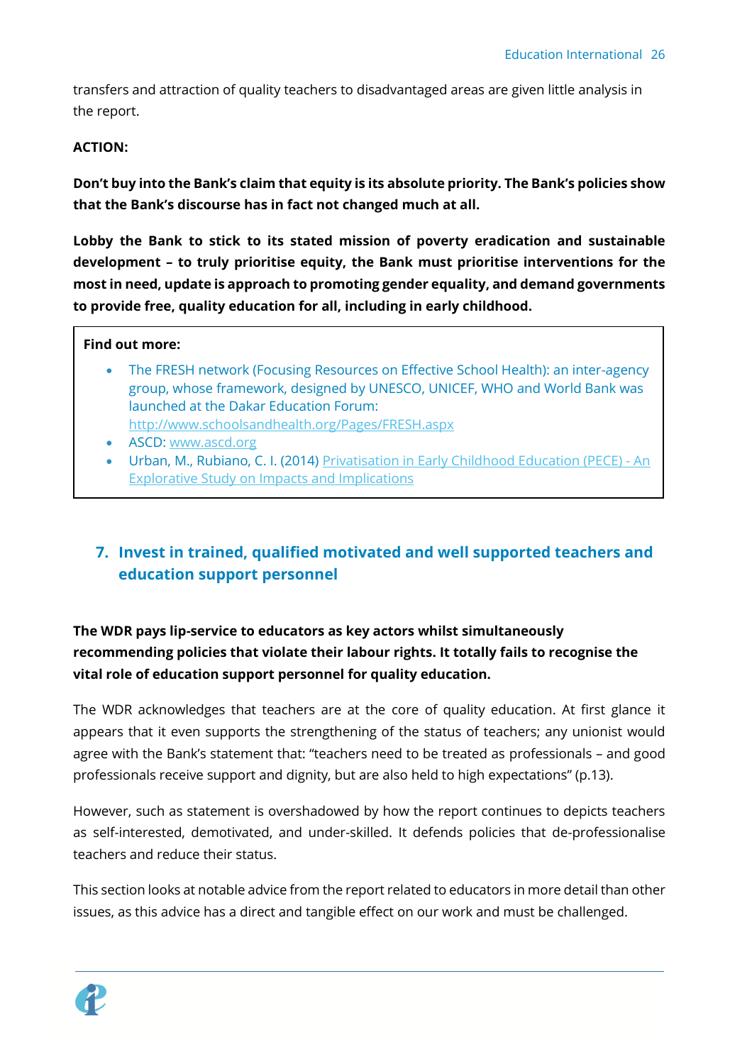transfers and attraction of quality teachers to disadvantaged areas are given little analysis in the report.

**ACTION:**

**Don't buy into the Bank's claim that equity is its absolute priority. The Bank's policies show that the Bank's discourse has in fact not changed much at all.**

**Lobby the Bank to stick to its stated mission of poverty eradication and sustainable development – to truly prioritise equity, the Bank must prioritise interventions for the most in need, update is approach to promoting gender equality, and demand governments to provide free, quality education for all, including in early childhood.**

**Find out more:**

- The FRESH network (Focusing Resources on Effective School Health): an inter-agency group, whose framework, designed by UNESCO, UNICEF, WHO and World Bank was launched at the Dakar Education Forum: http://www.schoolsandhealth.org/Pages/FRESH.aspx
- ASCD: www.ascd.org
- Urban, M., Rubiano, C. I. (2014) Privatisation in Early Childhood Education (PECE) - An Explorative Study on Impacts and Implications

## 7. Invest in trained, qualified motivated and well supported teachers and education support personnel

**The WDR pays lip-service to educators as key actors whilst simultaneously recommending policies that violate their labour rights. It totally fails to recognise the vital role of education support personnel for quality education.**

The WDR acknowledges that teachers are at the core of quality education. At first glance it appears that it even supports the strengthening of the status of teachers; any unionist would agree with the Bank's statement that: "teachers need to be treated as professionals – and good professionals receive support and dignity, but are also held to high expectations" (p.13).

However, such as statement is overshadowed by how the report continues to depicts teachers as self-interested, demotivated, and under-skilled. It defends policies that de-professionalise teachers and reduce their status.

This section looks at notable advice from the report related to educators in more detail than other issues, as this advice has a direct and tangible effect on our work and must be challenged.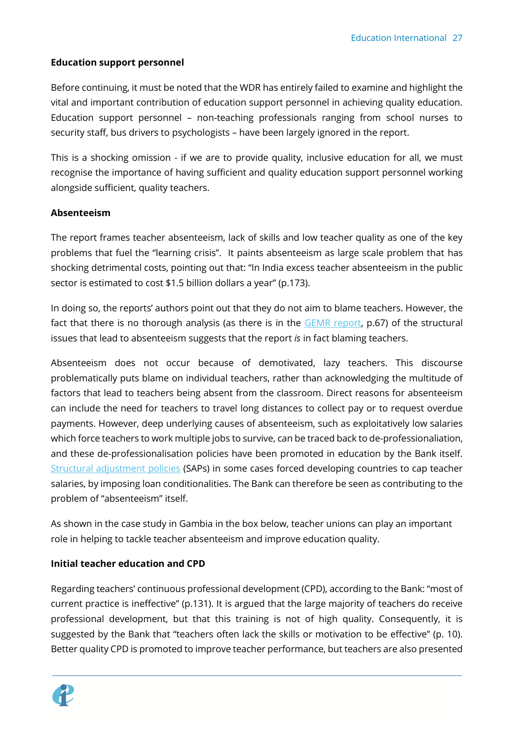**Education support personnel**

Before continuing, it must be noted that the WDR has entirely failed to examine and highlight the vital and important contribution of education support personnel in achieving quality education. Education support personnel – non-teaching professionals ranging from school nurses to security staff, bus drivers to psychologists – have been largely ignored in the report.

This is a shocking omission - if we are to provide quality, inclusive education for all, we must recognise the importance of having sufficient and quality education support personnel working alongside sufficient, quality teachers.

**Absenteeism**

The report frames teacher absenteeism, lack of skills and low teacher quality as one of the key problems that fuel the "learning crisis". It paints absenteeism as large scale problem that has shocking detrimental costs, pointing out that: "In India excess teacher absenteeism in the public sector is estimated to cost $1.5 billion dollars a year" (p.173).

In doing so, the reports' authors point out that they do not aim to blame teachers. However, the fact that there is no thorough analysis (as there is in the GEMR report, p.67) of the structural issues that lead to absenteeism suggests that the report *is* in fact blaming teachers.

Absenteeism does not occur because of demotivated, lazy teachers. This discourse problematically puts blame on individual teachers, rather than acknowledging the multitude of factors that lead to teachers being absent from the classroom. Direct reasons for absenteeism can include the need for teachers to travel long distances to collect pay or to request overdue payments. However, deep underlying causes of absenteeism, such as exploitatively low salaries which force teachers to work multiple jobs to survive, can be traced back to de-professionaliation, and these de-professionalisation policies have been promoted in education by the Bank itself. Structural adjustment policies (SAPs) in some cases forced developing countries to cap teacher salaries, by imposing loan conditionalities. The Bank can therefore be seen as contributing to the problem of "absenteeism" itself.

As shown in the case study in Gambia in the box below, teacher unions can play an important role in helping to tackle teacher absenteeism and improve education quality.

**Initial teacher education and CPD**

Regarding teachers' continuous professional development (CPD), according to the Bank: "most of current practice is ineffective" (p.131). It is argued that the large majority of teachers do receive professional development, but that this training is not of high quality. Consequently, it is suggested by the Bank that "teachers often lack the skills or motivation to be effective" (p. 10). Better quality CPD is promoted to improve teacher performance, but teachers are also presented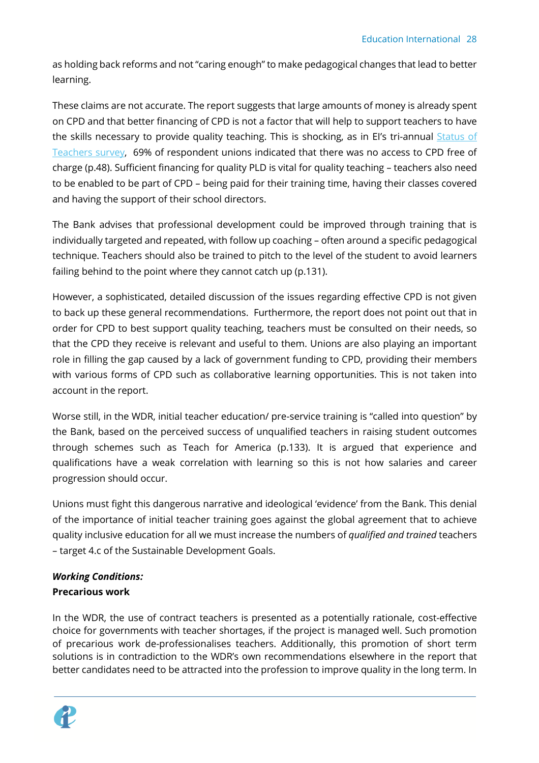as holding back reforms and not "caring enough" to make pedagogical changes that lead to better learning.

These claims are not accurate. The report suggests that large amounts of money is already spent on CPD and that better financing of CPD is not a factor that will help to support teachers to have the skills necessary to provide quality teaching. This is shocking, as in EI's tri-annual Status of Teachers survey, 69% of respondent unions indicated that there was no access to CPD free of charge (p.48). Sufficient financing for quality PLD is vital for quality teaching – teachers also need to be enabled to be part of CPD – being paid for their training time, having their classes covered and having the support of their school directors.

The Bank advises that professional development could be improved through training that is individually targeted and repeated, with follow up coaching – often around a specific pedagogical technique. Teachers should also be trained to pitch to the level of the student to avoid learners failing behind to the point where they cannot catch up (p.131).

However, a sophisticated, detailed discussion of the issues regarding effective CPD is not given to back up these general recommendations. Furthermore, the report does not point out that in order for CPD to best support quality teaching, teachers must be consulted on their needs, so that the CPD they receive is relevant and useful to them. Unions are also playing an important role in filling the gap caused by a lack of government funding to CPD, providing their members with various forms of CPD such as collaborative learning opportunities. This is not taken into account in the report.

Worse still, in the WDR, initial teacher education/ pre-service training is "called into question" by the Bank, based on the perceived success of unqualified teachers in raising student outcomes through schemes such as Teach for America (p.133). It is argued that experience and qualifications have a weak correlation with learning so this is not how salaries and career progression should occur.

Unions must fight this dangerous narrative and ideological 'evidence' from the Bank. This denial of the importance of initial teacher training goes against the global agreement that to achieve quality inclusive education for all we must increase the numbers of *qualified and trained* teachers – target 4.c of the Sustainable Development Goals.

***Working Conditions:***

**Precarious work**

In the WDR, the use of contract teachers is presented as a potentially rationale, cost-effective choice for governments with teacher shortages, if the project is managed well. Such promotion of precarious work de-professionalises teachers. Additionally, this promotion of short term solutions is in contradiction to the WDR's own recommendations elsewhere in the report that better candidates need to be attracted into the profession to improve quality in the long term. In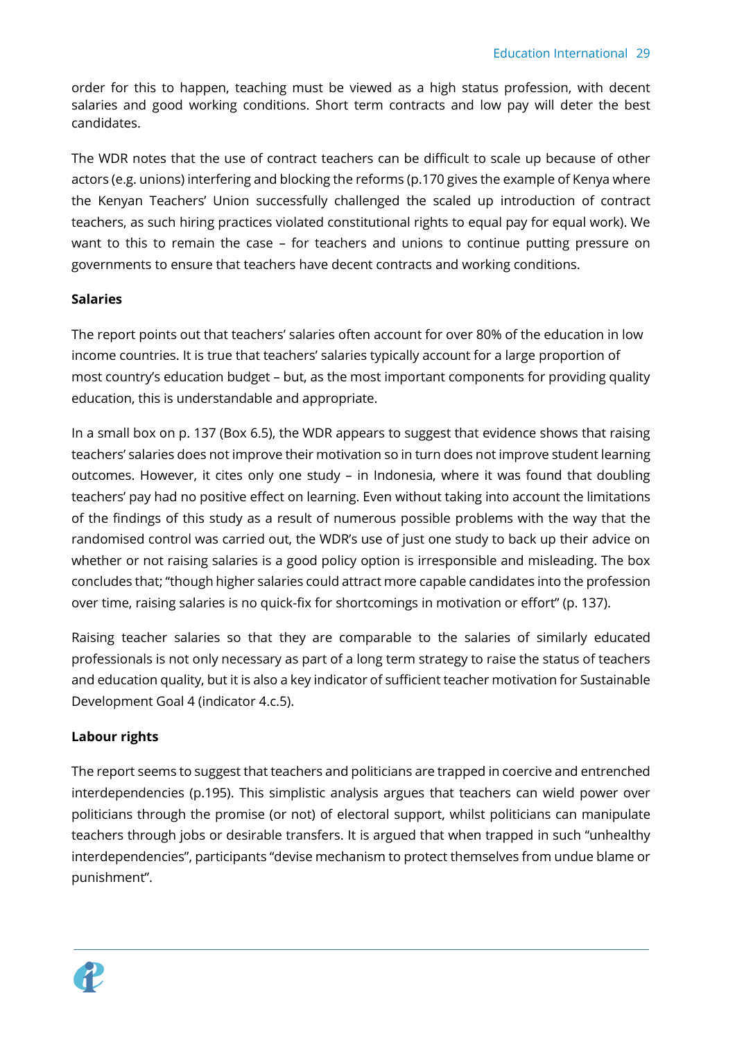order for this to happen, teaching must be viewed as a high status profession, with decent salaries and good working conditions. Short term contracts and low pay will deter the best candidates.

The WDR notes that the use of contract teachers can be difficult to scale up because of other actors (e.g. unions) interfering and blocking the reforms (p.170 gives the example of Kenya where the Kenyan Teachers' Union successfully challenged the scaled up introduction of contract teachers, as such hiring practices violated constitutional rights to equal pay for equal work). We want to this to remain the case – for teachers and unions to continue putting pressure on governments to ensure that teachers have decent contracts and working conditions.

**Salaries**

The report points out that teachers' salaries often account for over 80% of the education in low income countries. It is true that teachers' salaries typically account for a large proportion of most country's education budget – but, as the most important components for providing quality education, this is understandable and appropriate.

In a small box on p. 137 (Box 6.5), the WDR appears to suggest that evidence shows that raising teachers' salaries does not improve their motivation so in turn does not improve student learning outcomes. However, it cites only one study – in Indonesia, where it was found that doubling teachers' pay had no positive effect on learning. Even without taking into account the limitations of the findings of this study as a result of numerous possible problems with the way that the randomised control was carried out, the WDR's use of just one study to back up their advice on whether or not raising salaries is a good policy option is irresponsible and misleading. The box concludes that; "though higher salaries could attract more capable candidates into the profession over time, raising salaries is no quick-fix for shortcomings in motivation or effort" (p. 137).

Raising teacher salaries so that they are comparable to the salaries of similarly educated professionals is not only necessary as part of a long term strategy to raise the status of teachers and education quality, but it is also a key indicator of sufficient teacher motivation for Sustainable Development Goal 4 (indicator 4.c.5).

**Labour rights**

The report seems to suggest that teachers and politicians are trapped in coercive and entrenched interdependencies (p.195). This simplistic analysis argues that teachers can wield power over politicians through the promise (or not) of electoral support, whilst politicians can manipulate teachers through jobs or desirable transfers. It is argued that when trapped in such "unhealthy interdependencies", participants "devise mechanism to protect themselves from undue blame or punishment".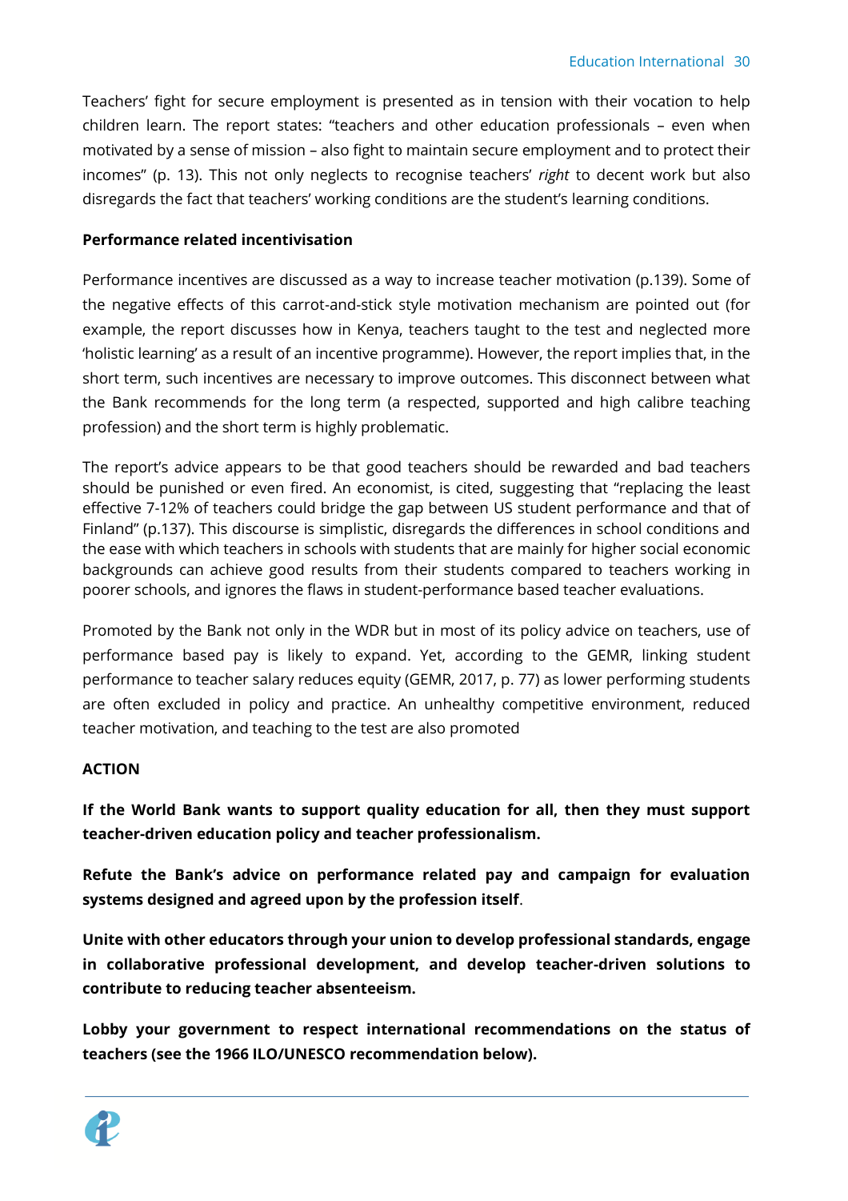Teachers' fight for secure employment is presented as in tension with their vocation to help children learn. The report states: "teachers and other education professionals – even when motivated by a sense of mission – also fight to maintain secure employment and to protect their incomes" (p. 13). This not only neglects to recognise teachers' *right* to decent work but also disregards the fact that teachers' working conditions are the student's learning conditions.

**Performance related incentivisation**

Performance incentives are discussed as a way to increase teacher motivation (p.139). Some of the negative effects of this carrot-and-stick style motivation mechanism are pointed out (for example, the report discusses how in Kenya, teachers taught to the test and neglected more 'holistic learning' as a result of an incentive programme). However, the report implies that, in the short term, such incentives are necessary to improve outcomes. This disconnect between what the Bank recommends for the long term (a respected, supported and high calibre teaching profession) and the short term is highly problematic.

The report's advice appears to be that good teachers should be rewarded and bad teachers should be punished or even fired. An economist, is cited, suggesting that "replacing the least effective 7-12% of teachers could bridge the gap between US student performance and that of Finland" (p.137). This discourse is simplistic, disregards the differences in school conditions and the ease with which teachers in schools with students that are mainly for higher social economic backgrounds can achieve good results from their students compared to teachers working in poorer schools, and ignores the flaws in student-performance based teacher evaluations.

Promoted by the Bank not only in the WDR but in most of its policy advice on teachers, use of performance based pay is likely to expand. Yet, according to the GEMR, linking student performance to teacher salary reduces equity (GEMR, 2017, p. 77) as lower performing students are often excluded in policy and practice. An unhealthy competitive environment, reduced teacher motivation, and teaching to the test are also promoted

**ACTION**

**If the World Bank wants to support quality education for all, then they must support teacher-driven education policy and teacher professionalism.**

**Refute the Bank's advice on performance related pay and campaign for evaluation systems designed and agreed upon by the profession itself**.

**Unite with other educators through your union to develop professional standards, engage in collaborative professional development, and develop teacher-driven solutions to contribute to reducing teacher absenteeism.**

**Lobby your government to respect international recommendations on the status of teachers (see the 1966 ILO/UNESCO recommendation below).**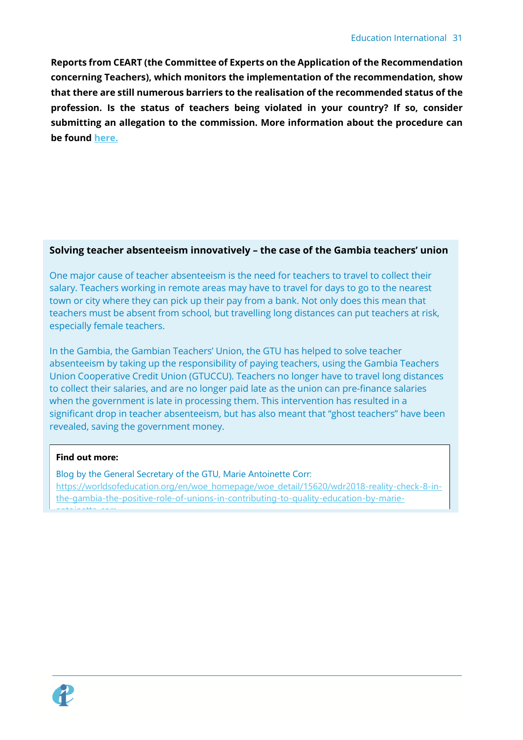**Reports from CEART (the Committee of Experts on the Application of the Recommendation concerning Teachers), which monitors the implementation of the recommendation, show that there are still numerous barriers to the realisation of the recommended status of the profession. Is the status of teachers being violated in your country? If so, consider submitting an allegation to the commission. More information about the procedure can be found [here.]()**

### Solving teacher absenteeism innovatively – the case of the Gambia teachers' union

One major cause of teacher absenteeism is the need for teachers to travel to collect their salary. Teachers working in remote areas may have to travel for days to go to the nearest town or city where they can pick up their pay from a bank. Not only does this mean that teachers must be absent from school, but travelling long distances can put teachers at risk, especially female teachers.

In the Gambia, the Gambian Teachers' Union, the GTU has helped to solve teacher absenteeism by taking up the responsibility of paying teachers, using the Gambia Teachers Union Cooperative Credit Union (GTUCCU). Teachers no longer have to travel long distances to collect their salaries, and are no longer paid late as the union can pre-finance salaries when the government is late in processing them. This intervention has resulted in a significant drop in teacher absenteeism, but has also meant that "ghost teachers" have been revealed, saving the government money.

**Find out more:**

Blog by the General Secretary of the GTU, Marie Antoinette Corr:
https://worldsofeducation.org/en/woe_homepage/woe_detail/15620/wdr2018-reality-check-8-in-the-gambia-the-positive-role-of-unions-in-contributing-to-quality-education-by-marie-antoinette-corr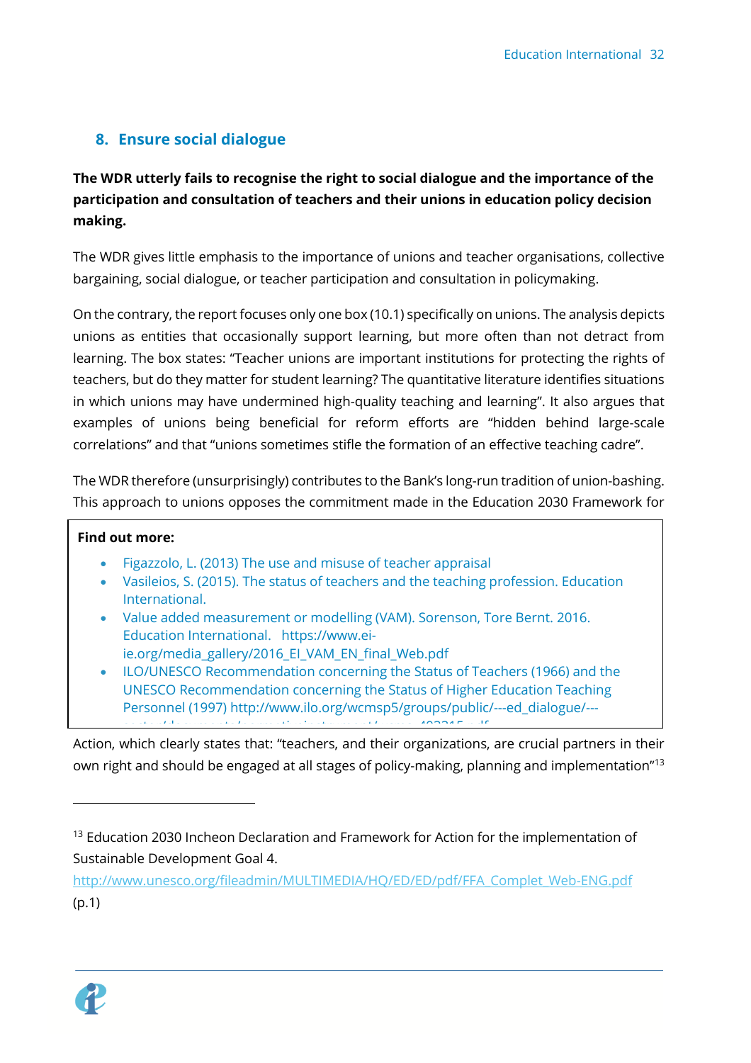## 8. Ensure social dialogue

**The WDR utterly fails to recognise the right to social dialogue and the importance of the participation and consultation of teachers and their unions in education policy decision making.**

The WDR gives little emphasis to the importance of unions and teacher organisations, collective bargaining, social dialogue, or teacher participation and consultation in policymaking.

On the contrary, the report focuses only one box (10.1) specifically on unions. The analysis depicts unions as entities that occasionally support learning, but more often than not detract from learning. The box states: "Teacher unions are important institutions for protecting the rights of teachers, but do they matter for student learning? The quantitative literature identifies situations in which unions may have undermined high-quality teaching and learning". It also argues that examples of unions being beneficial for reform efforts are "hidden behind large-scale correlations" and that "unions sometimes stifle the formation of an effective teaching cadre".

The WDR therefore (unsurprisingly) contributes to the Bank's long-run tradition of union-bashing. This approach to unions opposes the commitment made in the Education 2030 Framework for Action, which clearly states that: "teachers, and their organizations, are crucial partners in their own right and should be engaged at all stages of policy-making, planning and implementation"[13]

> **Find out more:**
>
> - Figazzolo, L. (2013) The use and misuse of teacher appraisal
> - Vasileios, S. (2015). The status of teachers and the teaching profession. Education International.
> - Value added measurement or modelling (VAM). Sorenson, Tore Bernt. 2016. Education International. https://www.ei-ie.org/media_gallery/2016_EI_VAM_EN_final_Web.pdf
> - ILO/UNESCO Recommendation concerning the Status of Teachers (1966) and the UNESCO Recommendation concerning the Status of Higher Education Teaching Personnel (1997) http://www.ilo.org/wcmsp5/groups/public/---ed_dialogue/---

[13] Education 2030 Incheon Declaration and Framework for Action for the implementation of Sustainable Development Goal 4. http://www.unesco.org/fileadmin/MULTIMEDIA/HQ/ED/ED/pdf/FFA_Complet_Web-ENG.pdf (p.1)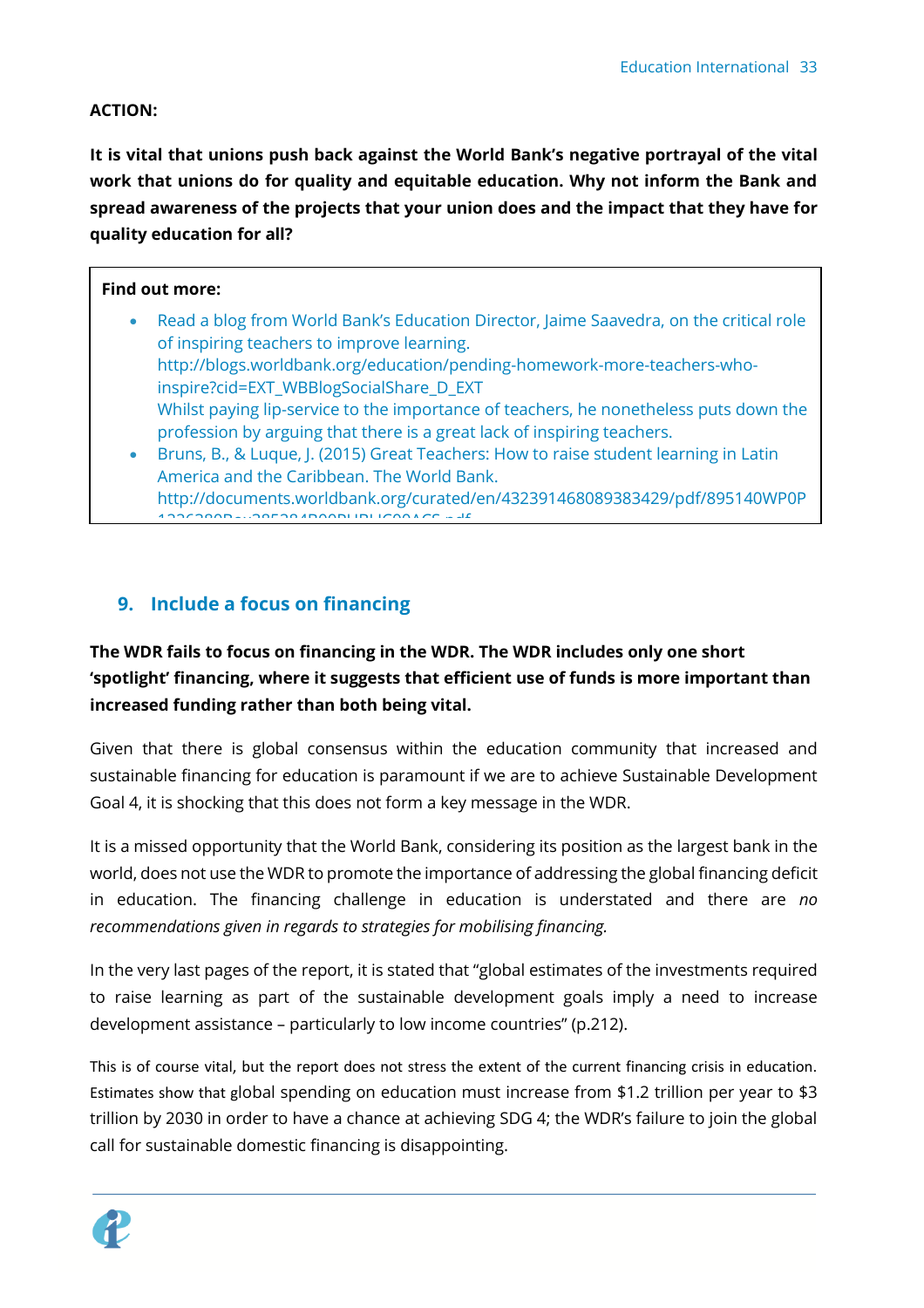**ACTION:**

**It is vital that unions push back against the World Bank's negative portrayal of the vital work that unions do for quality and equitable education. Why not inform the Bank and spread awareness of the projects that your union does and the impact that they have for quality education for all?**

**Find out more:**

- Read a blog from World Bank's Education Director, Jaime Saavedra, on the critical role of inspiring teachers to improve learning. http://blogs.worldbank.org/education/pending-homework-more-teachers-who-inspire?cid=EXT_WBBlogSocialShare_D_EXT
  Whilst paying lip-service to the importance of teachers, he nonetheless puts down the profession by arguing that there is a great lack of inspiring teachers.
- Bruns, B., & Luque, J. (2015) Great Teachers: How to raise student learning in Latin America and the Caribbean. The World Bank. http://documents.worldbank.org/curated/en/432391468089383429/pdf/895140WP0P

## 9. Include a focus on financing

**The WDR fails to focus on financing in the WDR. The WDR includes only one short 'spotlight' financing, where it suggests that efficient use of funds is more important than increased funding rather than both being vital.**

Given that there is global consensus within the education community that increased and sustainable financing for education is paramount if we are to achieve Sustainable Development Goal 4, it is shocking that this does not form a key message in the WDR.

It is a missed opportunity that the World Bank, considering its position as the largest bank in the world, does not use the WDR to promote the importance of addressing the global financing deficit in education. The financing challenge in education is understated and there are *no recommendations given in regards to strategies for mobilising financing.*

In the very last pages of the report, it is stated that "global estimates of the investments required to raise learning as part of the sustainable development goals imply a need to increase development assistance – particularly to low income countries" (p.212).

This is of course vital, but the report does not stress the extent of the current financing crisis in education. Estimates show that global spending on education must increase from $1.2 trillion per year to $3 trillion by 2030 in order to have a chance at achieving SDG 4; the WDR's failure to join the global call for sustainable domestic financing is disappointing.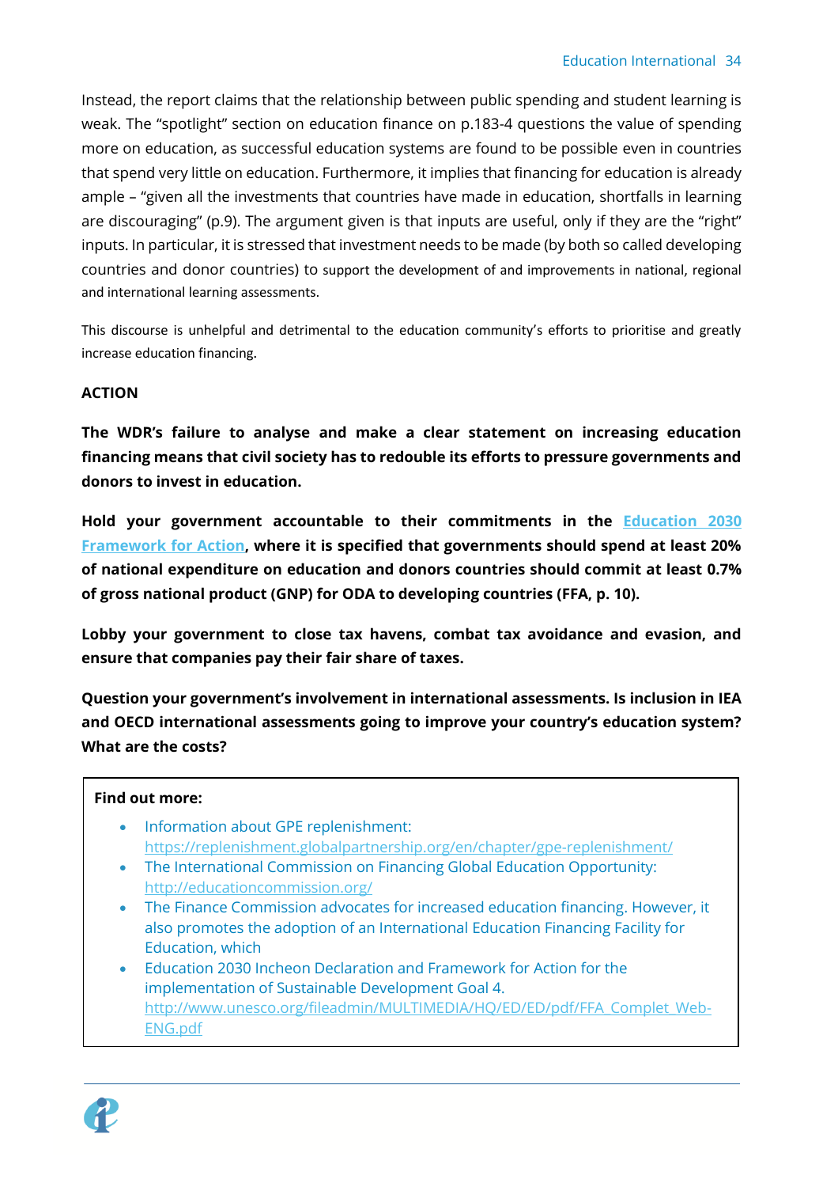Instead, the report claims that the relationship between public spending and student learning is weak. The "spotlight" section on education finance on p.183-4 questions the value of spending more on education, as successful education systems are found to be possible even in countries that spend very little on education. Furthermore, it implies that financing for education is already ample – "given all the investments that countries have made in education, shortfalls in learning are discouraging" (p.9). The argument given is that inputs are useful, only if they are the "right" inputs. In particular, it is stressed that investment needs to be made (by both so called developing countries and donor countries) to support the development of and improvements in national, regional and international learning assessments.

This discourse is unhelpful and detrimental to the education community's efforts to prioritise and greatly increase education financing.

**ACTION**

**The WDR's failure to analyse and make a clear statement on increasing education financing means that civil society has to redouble its efforts to pressure governments and donors to invest in education.**

**Hold your government accountable to their commitments in the [Education 2030 Framework for Action](http://www.unesco.org/fileadmin/MULTIMEDIA/HQ/ED/ED/pdf/FFA_Complet_Web-ENG.pdf), where it is specified that governments should spend at least 20% of national expenditure on education and donors countries should commit at least 0.7% of gross national product (GNP) for ODA to developing countries (FFA, p. 10).**

**Lobby your government to close tax havens, combat tax avoidance and evasion, and ensure that companies pay their fair share of taxes.**

**Question your government's involvement in international assessments. Is inclusion in IEA and OECD international assessments going to improve your country's education system? What are the costs?**

**Find out more:**

- Information about GPE replenishment: https://replenishment.globalpartnership.org/en/chapter/gpe-replenishment/
- The International Commission on Financing Global Education Opportunity: http://educationcommission.org/
- The Finance Commission advocates for increased education financing. However, it also promotes the adoption of an International Education Financing Facility for Education, which
- Education 2030 Incheon Declaration and Framework for Action for the implementation of Sustainable Development Goal 4. http://www.unesco.org/fileadmin/MULTIMEDIA/HQ/ED/ED/pdf/FFA_Complet_Web-ENG.pdf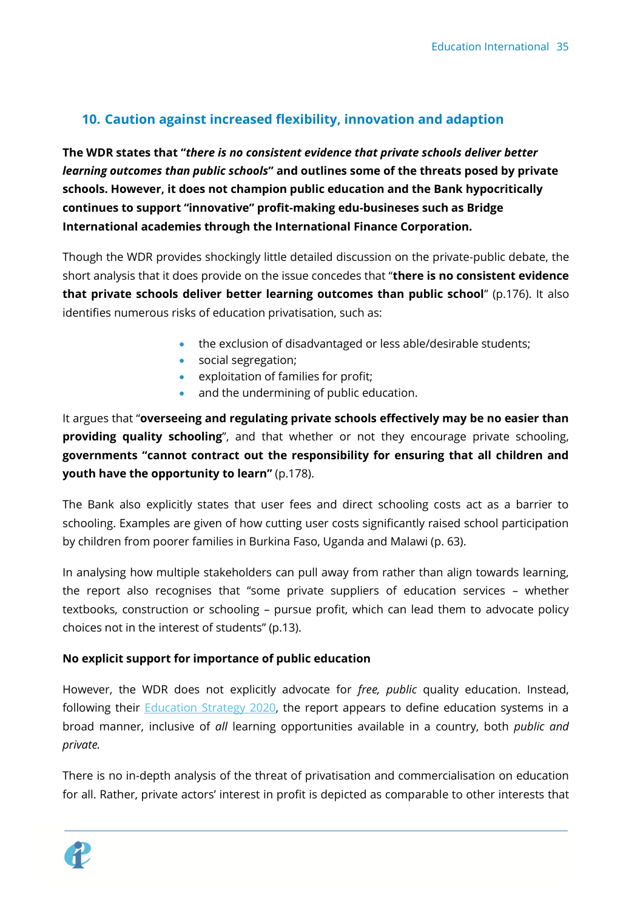## 10. Caution against increased flexibility, innovation and adaption

**The WDR states that "*there is no consistent evidence that private schools deliver better learning outcomes than public schools*" and outlines some of the threats posed by private schools. However, it does not champion public education and the Bank hypocritically continues to support "innovative" profit-making edu-busineses such as Bridge International academies through the International Finance Corporation.**

Though the WDR provides shockingly little detailed discussion on the private-public debate, the short analysis that it does provide on the issue concedes that "**there is no consistent evidence that private schools deliver better learning outcomes than public school**" (p.176). It also identifies numerous risks of education privatisation, such as:

- the exclusion of disadvantaged or less able/desirable students;
- social segregation;
- exploitation of families for profit;
- and the undermining of public education.

It argues that "**overseeing and regulating private schools effectively may be no easier than providing quality schooling**", and that whether or not they encourage private schooling, **governments "cannot contract out the responsibility for ensuring that all children and youth have the opportunity to learn"** (p.178).

The Bank also explicitly states that user fees and direct schooling costs act as a barrier to schooling. Examples are given of how cutting user costs significantly raised school participation by children from poorer families in Burkina Faso, Uganda and Malawi (p. 63).

In analysing how multiple stakeholders can pull away from rather than align towards learning, the report also recognises that "some private suppliers of education services – whether textbooks, construction or schooling – pursue profit, which can lead them to advocate policy choices not in the interest of students" (p.13).

**No explicit support for importance of public education**

However, the WDR does not explicitly advocate for *free, public* quality education. Instead, following their Education Strategy 2020, the report appears to define education systems in a broad manner, inclusive of *all* learning opportunities available in a country, both *public and private.*

There is no in-depth analysis of the threat of privatisation and commercialisation on education for all. Rather, private actors' interest in profit is depicted as comparable to other interests that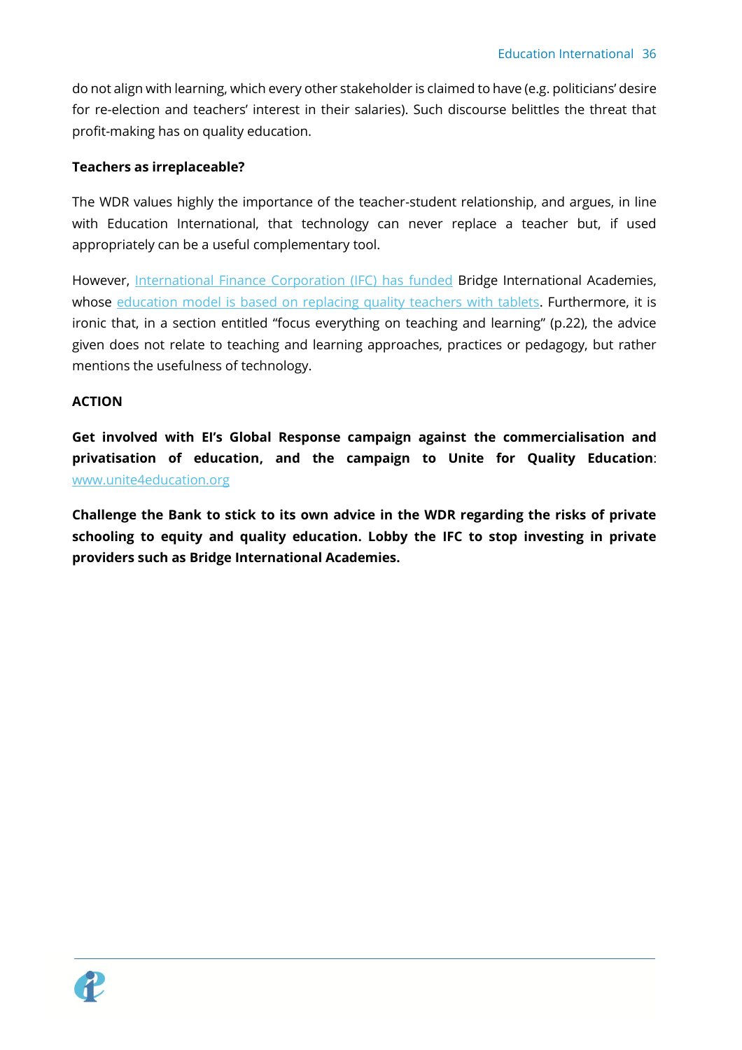do not align with learning, which every other stakeholder is claimed to have (e.g. politicians' desire for re-election and teachers' interest in their salaries). Such discourse belittles the threat that profit-making has on quality education.

**Teachers as irreplaceable?**

The WDR values highly the importance of the teacher-student relationship, and argues, in line with Education International, that technology can never replace a teacher but, if used appropriately can be a useful complementary tool.

However, International Finance Corporation (IFC) has funded Bridge International Academies, whose education model is based on replacing quality teachers with tablets. Furthermore, it is ironic that, in a section entitled "focus everything on teaching and learning" (p.22), the advice given does not relate to teaching and learning approaches, practices or pedagogy, but rather mentions the usefulness of technology.

**ACTION**

**Get involved with EI's Global Response campaign against the commercialisation and privatisation of education, and the campaign to Unite for Quality Education**: www.unite4education.org

**Challenge the Bank to stick to its own advice in the WDR regarding the risks of private schooling to equity and quality education. Lobby the IFC to stop investing in private providers such as Bridge International Academies.**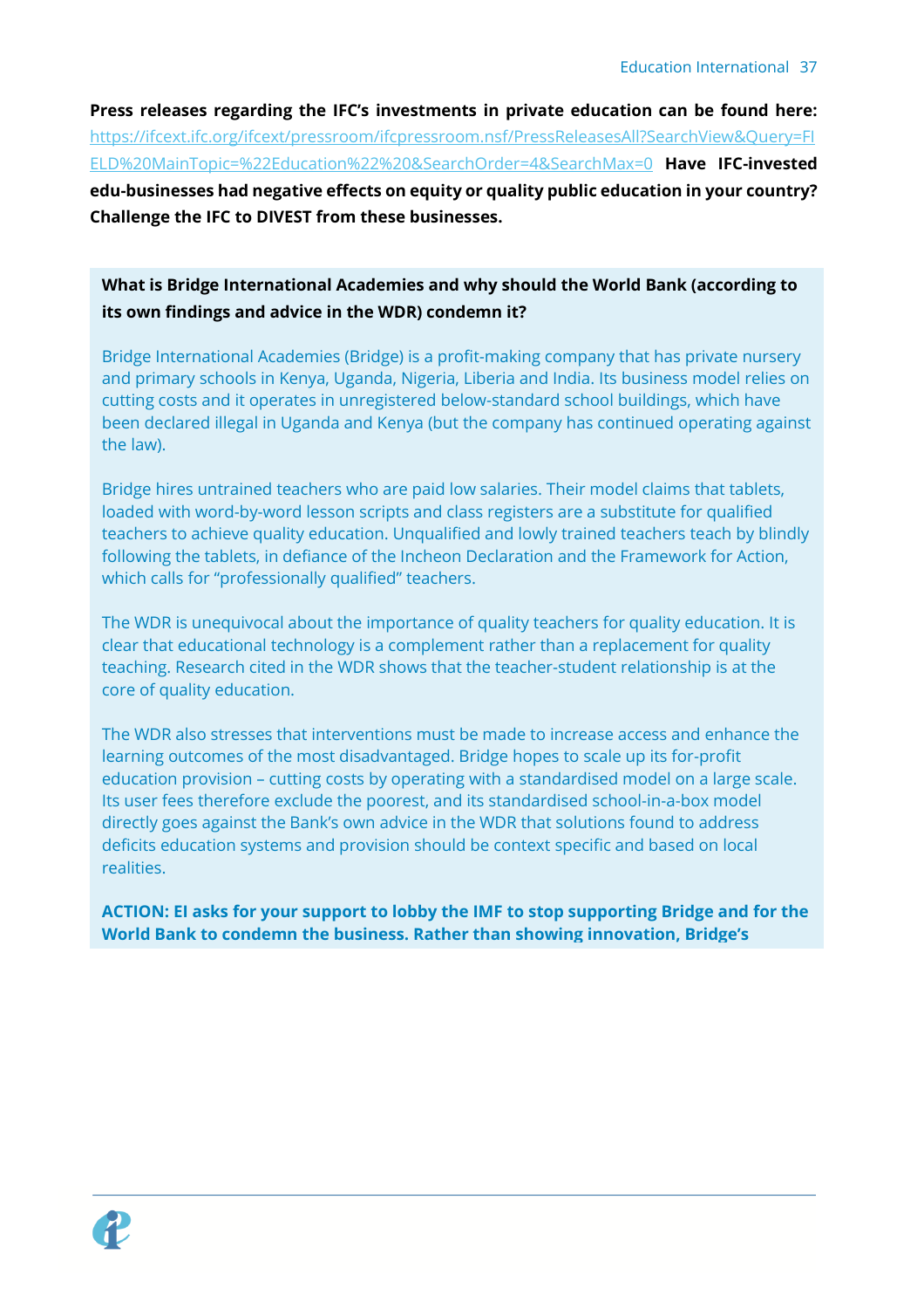**Press releases regarding the IFC's investments in private education can be found here:** https://ifcext.ifc.org/ifcext/pressroom/ifcpressroom.nsf/PressReleasesAll?SearchView&Query=FIELD%20MainTopic=%22Education%22%20&SearchOrder=4&SearchMax=0 **Have IFC-invested edu-businesses had negative effects on equity or quality public education in your country? Challenge the IFC to DIVEST from these businesses.**

**What is Bridge International Academies and why should the World Bank (according to its own findings and advice in the WDR) condemn it?**

Bridge International Academies (Bridge) is a profit-making company that has private nursery and primary schools in Kenya, Uganda, Nigeria, Liberia and India. Its business model relies on cutting costs and it operates in unregistered below-standard school buildings, which have been declared illegal in Uganda and Kenya (but the company has continued operating against the law).

Bridge hires untrained teachers who are paid low salaries. Their model claims that tablets, loaded with word-by-word lesson scripts and class registers are a substitute for qualified teachers to achieve quality education. Unqualified and lowly trained teachers teach by blindly following the tablets, in defiance of the Incheon Declaration and the Framework for Action, which calls for "professionally qualified" teachers.

The WDR is unequivocal about the importance of quality teachers for quality education. It is clear that educational technology is a complement rather than a replacement for quality teaching. Research cited in the WDR shows that the teacher-student relationship is at the core of quality education.

The WDR also stresses that interventions must be made to increase access and enhance the learning outcomes of the most disadvantaged. Bridge hopes to scale up its for-profit education provision – cutting costs by operating with a standardised model on a large scale. Its user fees therefore exclude the poorest, and its standardised school-in-a-box model directly goes against the Bank's own advice in the WDR that solutions found to address deficits education systems and provision should be context specific and based on local realities.

**ACTION: EI asks for your support to lobby the IMF to stop supporting Bridge and for the World Bank to condemn the business. Rather than showing innovation, Bridge's**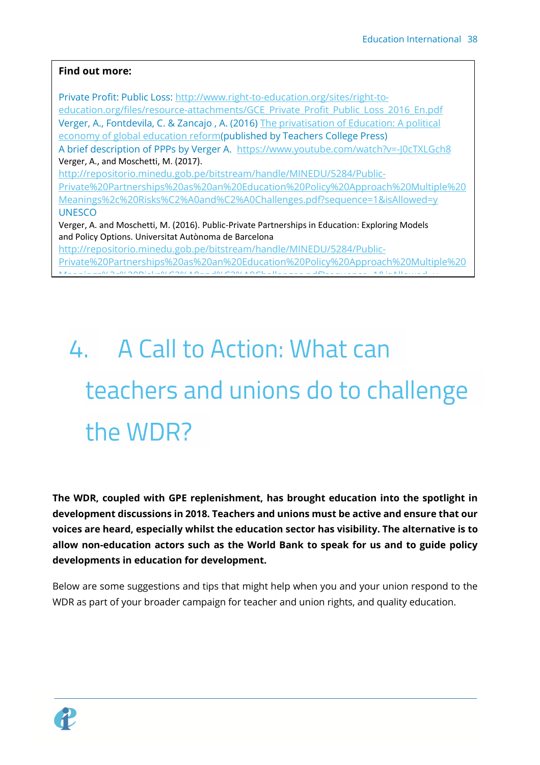**Find out more:**

Private Profit: Public Loss: http://www.right-to-education.org/sites/right-to-education.org/files/resource-attachments/GCE_Private_Profit_Public_Loss_2016_En.pdf

Verger, A., Fontdevila, C. & Zancajo , A. (2016) The privatisation of Education: A political economy of global education reform(published by Teachers College Press)

A brief description of PPPs by Verger A. https://www.youtube.com/watch?v=-J0cTXLGch8

Verger, A., and Moschetti, M. (2017).

http://repositorio.minedu.gob.pe/bitstream/handle/MINEDU/5284/Public-Private%20Partnerships%20as%20an%20Education%20Policy%20Approach%20Multiple%20Meanings%2c%20Risks%C2%A0and%C2%A0Challenges.pdf?sequence=1&isAllowed=y

UNESCO

Verger, A. and Moschetti, M. (2016). Public-Private Partnerships in Education: Exploring Models and Policy Options. Universitat Autònoma de Barcelona

http://repositorio.minedu.gob.pe/bitstream/handle/MINEDU/5284/Public-Private%20Partnerships%20as%20an%20Education%20Policy%20Approach%20Multiple%20

# 4. A Call to Action: What can teachers and unions do to challenge the WDR?

**The WDR, coupled with GPE replenishment, has brought education into the spotlight in development discussions in 2018. Teachers and unions must be active and ensure that our voices are heard, especially whilst the education sector has visibility. The alternative is to allow non-education actors such as the World Bank to speak for us and to guide policy developments in education for development.**

Below are some suggestions and tips that might help when you and your union respond to the WDR as part of your broader campaign for teacher and union rights, and quality education.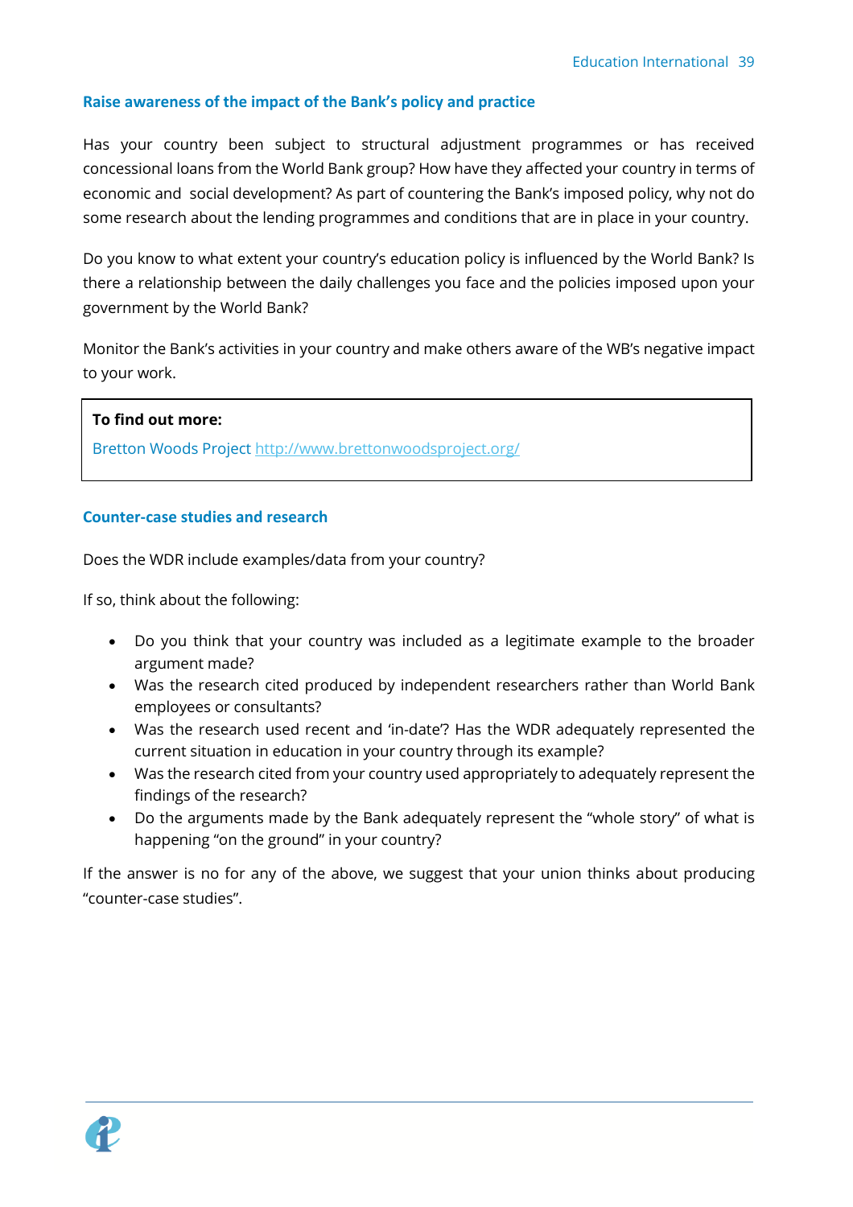### Raise awareness of the impact of the Bank's policy and practice

Has your country been subject to structural adjustment programmes or has received concessional loans from the World Bank group? How have they affected your country in terms of economic and social development? As part of countering the Bank's imposed policy, why not do some research about the lending programmes and conditions that are in place in your country.

Do you know to what extent your country's education policy is influenced by the World Bank? Is there a relationship between the daily challenges you face and the policies imposed upon your government by the World Bank?

Monitor the Bank's activities in your country and make others aware of the WB's negative impact to your work.

> **To find out more:**
>
> Bretton Woods Project http://www.brettonwoodsproject.org/

### Counter-case studies and research

Does the WDR include examples/data from your country?

If so, think about the following:

- Do you think that your country was included as a legitimate example to the broader argument made?
- Was the research cited produced by independent researchers rather than World Bank employees or consultants?
- Was the research used recent and 'in-date'? Has the WDR adequately represented the current situation in education in your country through its example?
- Was the research cited from your country used appropriately to adequately represent the findings of the research?
- Do the arguments made by the Bank adequately represent the "whole story" of what is happening "on the ground" in your country?

If the answer is no for any of the above, we suggest that your union thinks about producing "counter-case studies".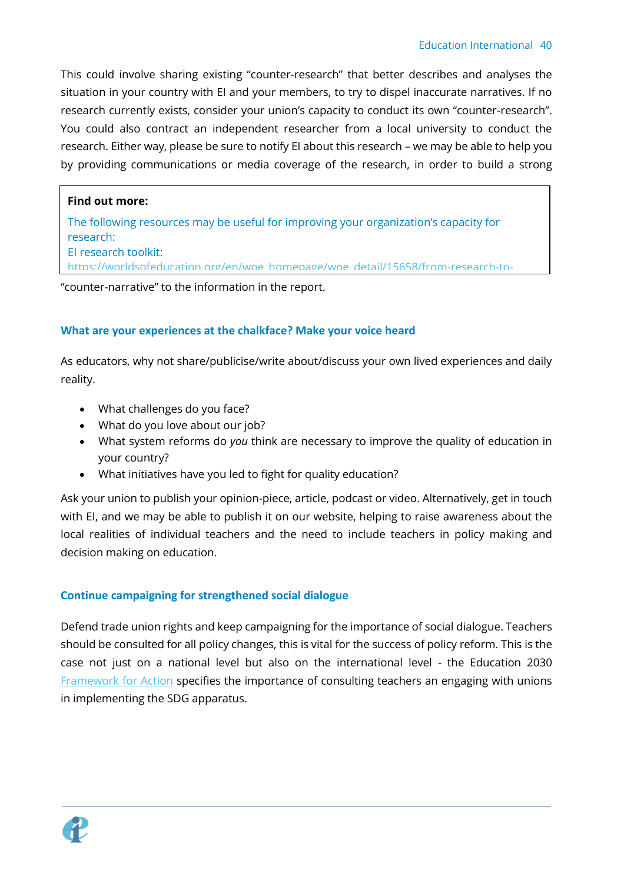This could involve sharing existing "counter-research" that better describes and analyses the situation in your country with EI and your members, to try to dispel inaccurate narratives. If no research currently exists, consider your union's capacity to conduct its own "counter-research". You could also contract an independent researcher from a local university to conduct the research. Either way, please be sure to notify EI about this research – we may be able to help you by providing communications or media coverage of the research, in order to build a strong "counter-narrative" to the information in the report.

> **Find out more:**
>
> The following resources may be useful for improving your organization's capacity for research:
> EI research toolkit:
> https://worldsofeducation.org/en/woe_homepage/woe_detail/15658/from-research-to-

### What are your experiences at the chalkface? Make your voice heard

As educators, why not share/publicise/write about/discuss your own lived experiences and daily reality.

- What challenges do you face?
- What do you love about our job?
- What system reforms do *you* think are necessary to improve the quality of education in your country?
- What initiatives have you led to fight for quality education?

Ask your union to publish your opinion-piece, article, podcast or video. Alternatively, get in touch with EI, and we may be able to publish it on our website, helping to raise awareness about the local realities of individual teachers and the need to include teachers in policy making and decision making on education.

### Continue campaigning for strengthened social dialogue

Defend trade union rights and keep campaigning for the importance of social dialogue. Teachers should be consulted for all policy changes, this is vital for the success of policy reform. This is the case not just on a national level but also on the international level - the Education 2030 Framework for Action specifies the importance of consulting teachers an engaging with unions in implementing the SDG apparatus.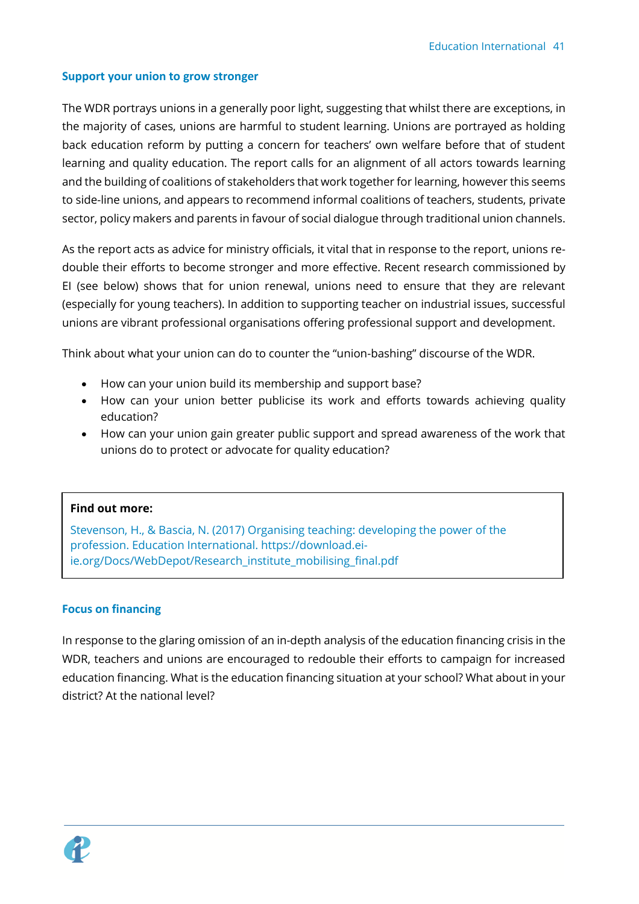### Support your union to grow stronger

The WDR portrays unions in a generally poor light, suggesting that whilst there are exceptions, in the majority of cases, unions are harmful to student learning. Unions are portrayed as holding back education reform by putting a concern for teachers' own welfare before that of student learning and quality education. The report calls for an alignment of all actors towards learning and the building of coalitions of stakeholders that work together for learning, however this seems to side-line unions, and appears to recommend informal coalitions of teachers, students, private sector, policy makers and parents in favour of social dialogue through traditional union channels.

As the report acts as advice for ministry officials, it vital that in response to the report, unions re-double their efforts to become stronger and more effective. Recent research commissioned by EI (see below) shows that for union renewal, unions need to ensure that they are relevant (especially for young teachers). In addition to supporting teacher on industrial issues, successful unions are vibrant professional organisations offering professional support and development.

Think about what your union can do to counter the "union-bashing" discourse of the WDR.

- How can your union build its membership and support base?
- How can your union better publicise its work and efforts towards achieving quality education?
- How can your union gain greater public support and spread awareness of the work that unions do to protect or advocate for quality education?

**Find out more:**

Stevenson, H., & Bascia, N. (2017) Organising teaching: developing the power of the profession. Education International. https://download.ei-ie.org/Docs/WebDepot/Research_institute_mobilising_final.pdf

### Focus on financing

In response to the glaring omission of an in-depth analysis of the education financing crisis in the WDR, teachers and unions are encouraged to redouble their efforts to campaign for increased education financing. What is the education financing situation at your school? What about in your district? At the national level?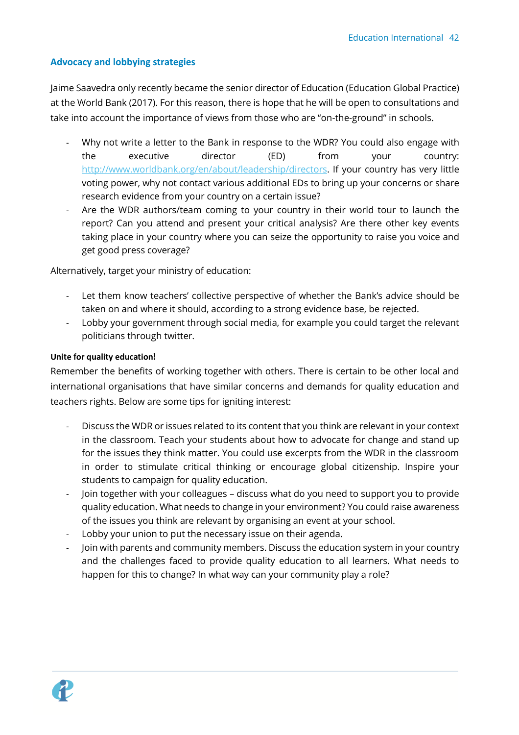### Advocacy and lobbying strategies

Jaime Saavedra only recently became the senior director of Education (Education Global Practice) at the World Bank (2017). For this reason, there is hope that he will be open to consultations and take into account the importance of views from those who are "on-the-ground" in schools.

- Why not write a letter to the Bank in response to the WDR? You could also engage with the executive director (ED) from your country: http://www.worldbank.org/en/about/leadership/directors. If your country has very little voting power, why not contact various additional EDs to bring up your concerns or share research evidence from your country on a certain issue?
- Are the WDR authors/team coming to your country in their world tour to launch the report? Can you attend and present your critical analysis? Are there other key events taking place in your country where you can seize the opportunity to raise you voice and get good press coverage?

Alternatively, target your ministry of education:

- Let them know teachers' collective perspective of whether the Bank's advice should be taken on and where it should, according to a strong evidence base, be rejected.
- Lobby your government through social media, for example you could target the relevant politicians through twitter.

#### Unite for quality education!

Remember the benefits of working together with others. There is certain to be other local and international organisations that have similar concerns and demands for quality education and teachers rights. Below are some tips for igniting interest:

- Discuss the WDR or issues related to its content that you think are relevant in your context in the classroom. Teach your students about how to advocate for change and stand up for the issues they think matter. You could use excerpts from the WDR in the classroom in order to stimulate critical thinking or encourage global citizenship. Inspire your students to campaign for quality education.
- Join together with your colleagues – discuss what do you need to support you to provide quality education. What needs to change in your environment? You could raise awareness of the issues you think are relevant by organising an event at your school.
- Lobby your union to put the necessary issue on their agenda.
- Join with parents and community members. Discuss the education system in your country and the challenges faced to provide quality education to all learners. What needs to happen for this to change? In what way can your community play a role?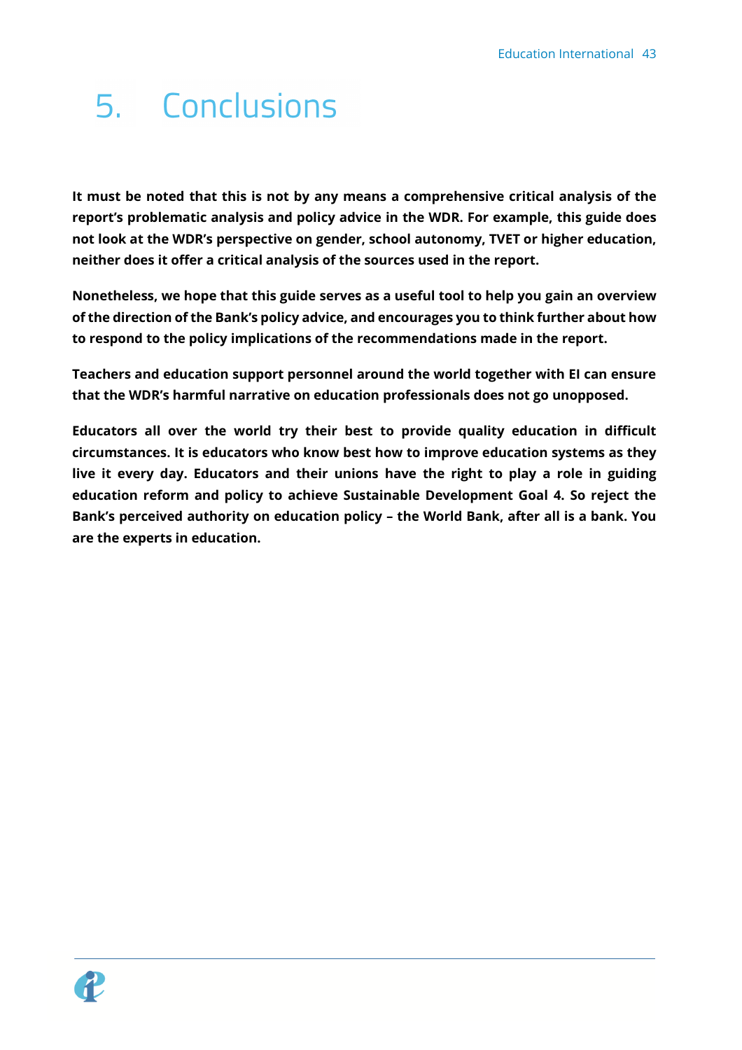# 5. Conclusions

**It must be noted that this is not by any means a comprehensive critical analysis of the report's problematic analysis and policy advice in the WDR. For example, this guide does not look at the WDR's perspective on gender, school autonomy, TVET or higher education, neither does it offer a critical analysis of the sources used in the report.**

**Nonetheless, we hope that this guide serves as a useful tool to help you gain an overview of the direction of the Bank's policy advice, and encourages you to think further about how to respond to the policy implications of the recommendations made in the report.**

**Teachers and education support personnel around the world together with EI can ensure that the WDR's harmful narrative on education professionals does not go unopposed.**

**Educators all over the world try their best to provide quality education in difficult circumstances. It is educators who know best how to improve education systems as they live it every day. Educators and their unions have the right to play a role in guiding education reform and policy to achieve Sustainable Development Goal 4. So reject the Bank's perceived authority on education policy – the World Bank, after all is a bank. You are the experts in education.**